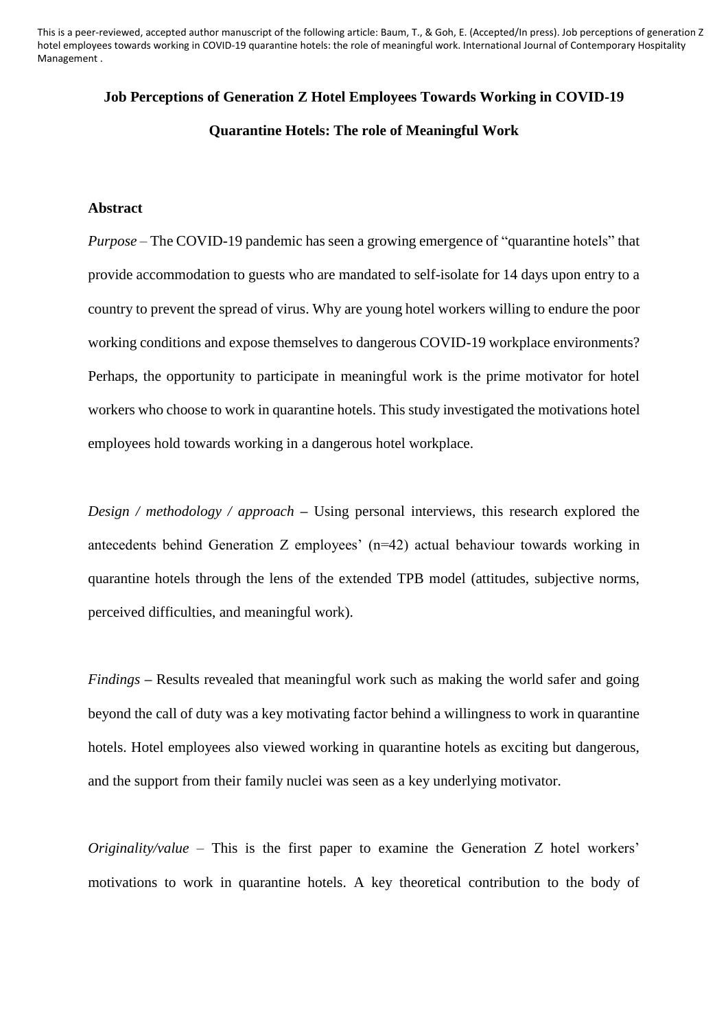This is a peer-reviewed, accepted author manuscript of the following article: Baum, T., & Goh, E. (Accepted/In press). Job perceptions of generation Z hotel employees towards working in COVID-19 quarantine hotels: the role of meaningful work. International Journal of Contemporary Hospitality Management .

# Job Perceptions of Generation Z Hotel Employees Towards Working in COVID-19 Quarantine Hotels: The role of Meaningful Work

## Abstract

*Purpose* – The COVID-19 pandemic has seen a growing emergence of "quarantine hotels" that provide accommodation to guests who are mandated to self-isolate for 14 days upon entry to a country to prevent the spread of virus. Why are young hotel workers willing to endure the poor working conditions and expose themselves to dangerous COVID-19 workplace environments? Perhaps, the opportunity to participate in meaningful work is the prime motivator for hotel workers who choose to work in quarantine hotels. This study investigated the motivations hotel employees hold towards working in a dangerous hotel workplace.

*Design / methodology / approach* – Using personal interviews, this research explored the antecedents behind Generation Z employees' (n=42) actual behaviour towards working in quarantine hotels through the lens of the extended TPB model (attitudes, subjective norms, perceived difficulties, and meaningful work).

*Findings* – Results revealed that meaningful work such as making the world safer and going beyond the call of duty was a key motivating factor behind a willingness to work in quarantine hotels. Hotel employees also viewed working in quarantine hotels as exciting but dangerous, and the support from their family nuclei was seen as a key underlying motivator.

*Originality/value* – This is the first paper to examine the Generation Z hotel workers' motivations to work in quarantine hotels. A key theoretical contribution to the body of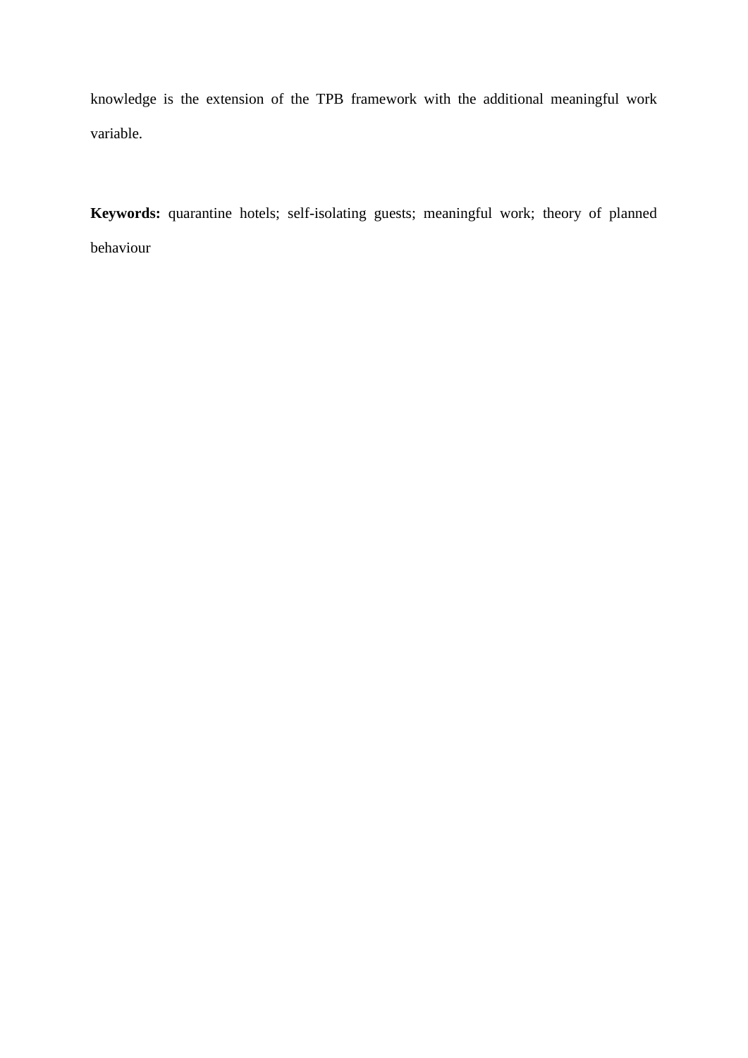knowledge is the extension of the TPB framework with the additional meaningful work variable.

**Keywords:** quarantine hotels; self-isolating guests; meaningful work; theory of planned behaviour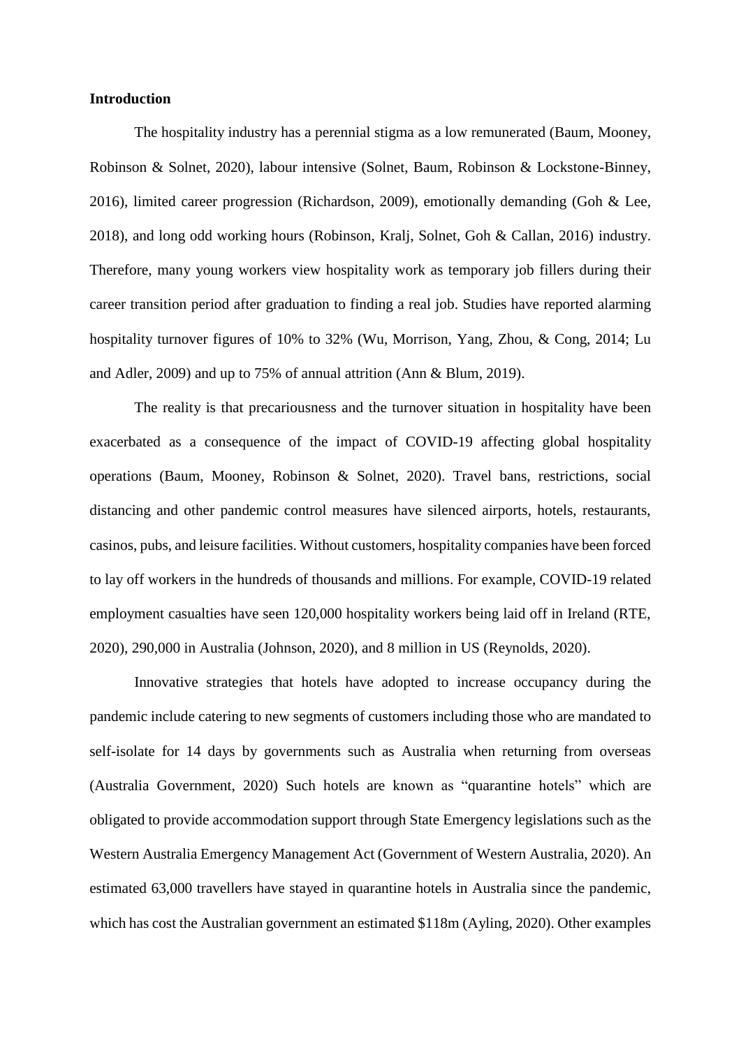**Introduction**

The hospitality industry has a perennial stigma as a low remunerated (Baum, Mooney, Robinson & Solnet, 2020), labour intensive (Solnet, Baum, Robinson & Lockstone-Binney, 2016), limited career progression (Richardson, 2009), emotionally demanding (Goh & Lee, 2018), and long odd working hours (Robinson, Kralj, Solnet, Goh & Callan, 2016) industry. Therefore, many young workers view hospitality work as temporary job fillers during their career transition period after graduation to finding a real job. Studies have reported alarming hospitality turnover figures of 10% to 32% (Wu, Morrison, Yang, Zhou, & Cong, 2014; Lu and Adler, 2009) and up to 75% of annual attrition (Ann & Blum, 2019).

The reality is that precariousness and the turnover situation in hospitality have been exacerbated as a consequence of the impact of COVID-19 affecting global hospitality operations (Baum, Mooney, Robinson & Solnet, 2020). Travel bans, restrictions, social distancing and other pandemic control measures have silenced airports, hotels, restaurants, casinos, pubs, and leisure facilities. Without customers, hospitality companies have been forced to lay off workers in the hundreds of thousands and millions. For example, COVID-19 related employment casualties have seen 120,000 hospitality workers being laid off in Ireland (RTE, 2020), 290,000 in Australia (Johnson, 2020), and 8 million in US (Reynolds, 2020).

Innovative strategies that hotels have adopted to increase occupancy during the pandemic include catering to new segments of customers including those who are mandated to self-isolate for 14 days by governments such as Australia when returning from overseas (Australia Government, 2020) Such hotels are known as "quarantine hotels" which are obligated to provide accommodation support through State Emergency legislations such as the Western Australia Emergency Management Act (Government of Western Australia, 2020). An estimated 63,000 travellers have stayed in quarantine hotels in Australia since the pandemic, which has cost the Australian government an estimated $118m (Ayling, 2020). Other examples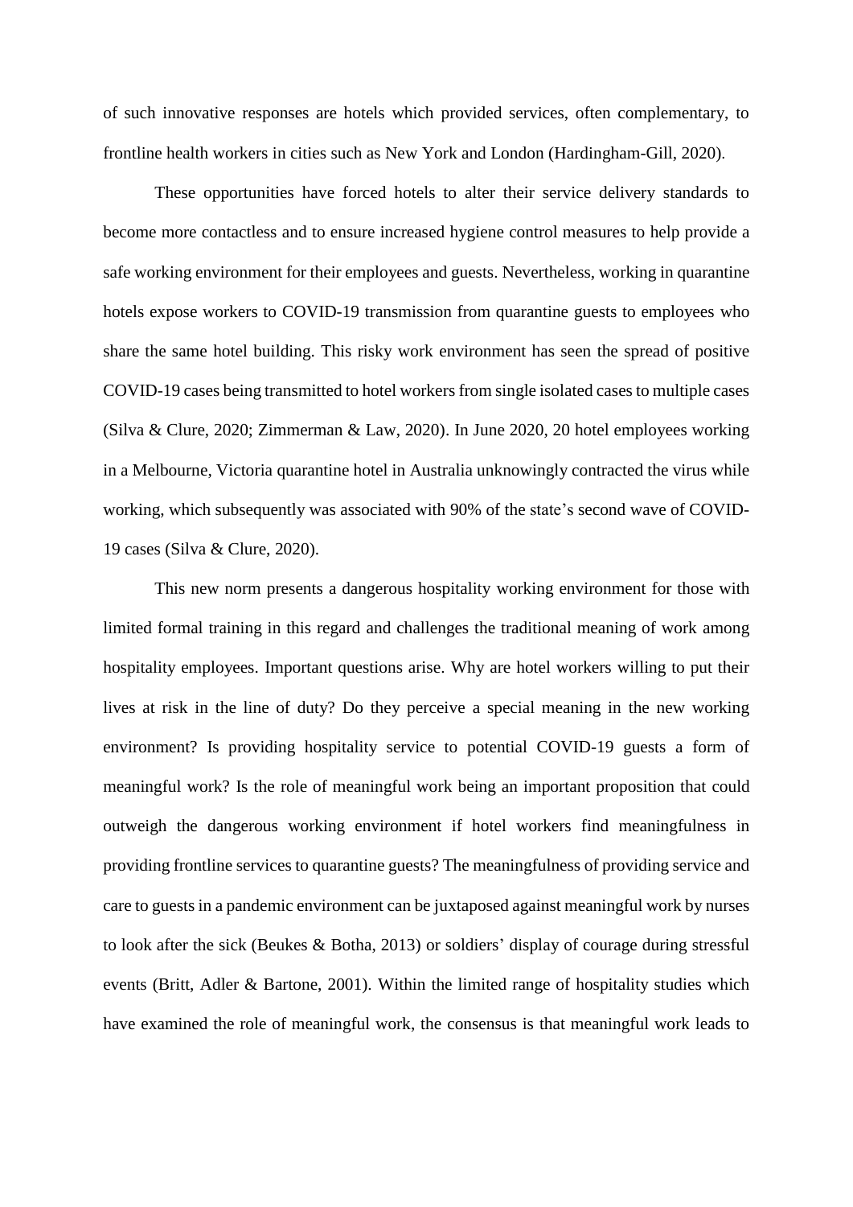of such innovative responses are hotels which provided services, often complementary, to frontline health workers in cities such as New York and London (Hardingham-Gill, 2020).

These opportunities have forced hotels to alter their service delivery standards to become more contactless and to ensure increased hygiene control measures to help provide a safe working environment for their employees and guests. Nevertheless, working in quarantine hotels expose workers to COVID-19 transmission from quarantine guests to employees who share the same hotel building. This risky work environment has seen the spread of positive COVID-19 cases being transmitted to hotel workers from single isolated cases to multiple cases (Silva & Clure, 2020; Zimmerman & Law, 2020). In June 2020, 20 hotel employees working in a Melbourne, Victoria quarantine hotel in Australia unknowingly contracted the virus while working, which subsequently was associated with 90% of the state's second wave of COVID-19 cases (Silva & Clure, 2020).

This new norm presents a dangerous hospitality working environment for those with limited formal training in this regard and challenges the traditional meaning of work among hospitality employees. Important questions arise. Why are hotel workers willing to put their lives at risk in the line of duty? Do they perceive a special meaning in the new working environment? Is providing hospitality service to potential COVID-19 guests a form of meaningful work? Is the role of meaningful work being an important proposition that could outweigh the dangerous working environment if hotel workers find meaningfulness in providing frontline services to quarantine guests? The meaningfulness of providing service and care to guests in a pandemic environment can be juxtaposed against meaningful work by nurses to look after the sick (Beukes & Botha, 2013) or soldiers' display of courage during stressful events (Britt, Adler & Bartone, 2001). Within the limited range of hospitality studies which have examined the role of meaningful work, the consensus is that meaningful work leads to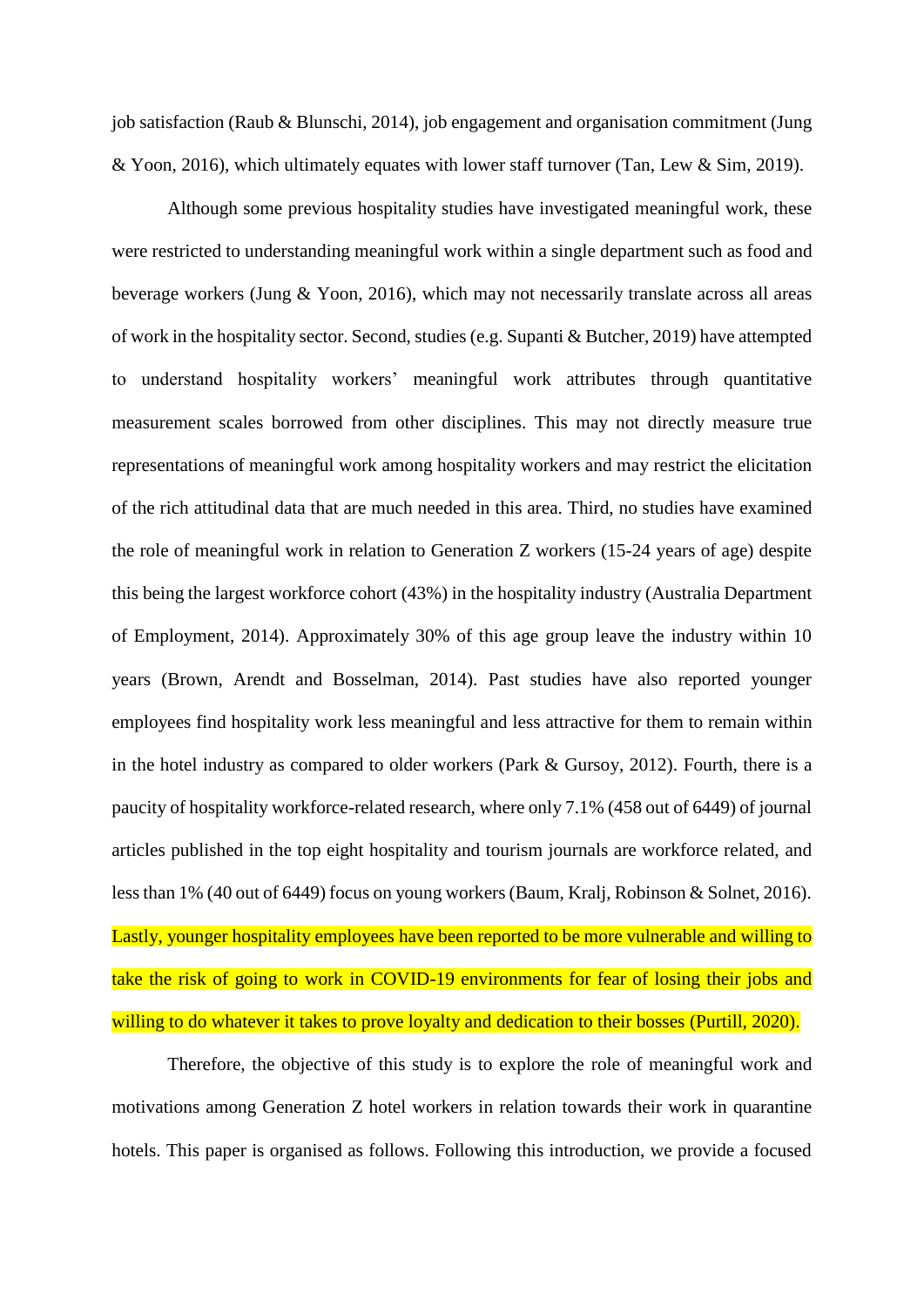job satisfaction (Raub & Blunschi, 2014), job engagement and organisation commitment (Jung & Yoon, 2016), which ultimately equates with lower staff turnover (Tan, Lew & Sim, 2019).

Although some previous hospitality studies have investigated meaningful work, these were restricted to understanding meaningful work within a single department such as food and beverage workers (Jung & Yoon, 2016), which may not necessarily translate across all areas of work in the hospitality sector. Second, studies (e.g. Supanti & Butcher, 2019) have attempted to understand hospitality workers' meaningful work attributes through quantitative measurement scales borrowed from other disciplines. This may not directly measure true representations of meaningful work among hospitality workers and may restrict the elicitation of the rich attitudinal data that are much needed in this area. Third, no studies have examined the role of meaningful work in relation to Generation Z workers (15-24 years of age) despite this being the largest workforce cohort (43%) in the hospitality industry (Australia Department of Employment, 2014). Approximately 30% of this age group leave the industry within 10 years (Brown, Arendt and Bosselman, 2014). Past studies have also reported younger employees find hospitality work less meaningful and less attractive for them to remain within in the hotel industry as compared to older workers (Park & Gursoy, 2012). Fourth, there is a paucity of hospitality workforce-related research, where only 7.1% (458 out of 6449) of journal articles published in the top eight hospitality and tourism journals are workforce related, and less than 1% (40 out of 6449) focus on young workers (Baum, Kralj, Robinson & Solnet, 2016). Lastly, younger hospitality employees have been reported to be more vulnerable and willing to take the risk of going to work in COVID-19 environments for fear of losing their jobs and willing to do whatever it takes to prove loyalty and dedication to their bosses (Purtill, 2020).

Therefore, the objective of this study is to explore the role of meaningful work and motivations among Generation Z hotel workers in relation towards their work in quarantine hotels. This paper is organised as follows. Following this introduction, we provide a focused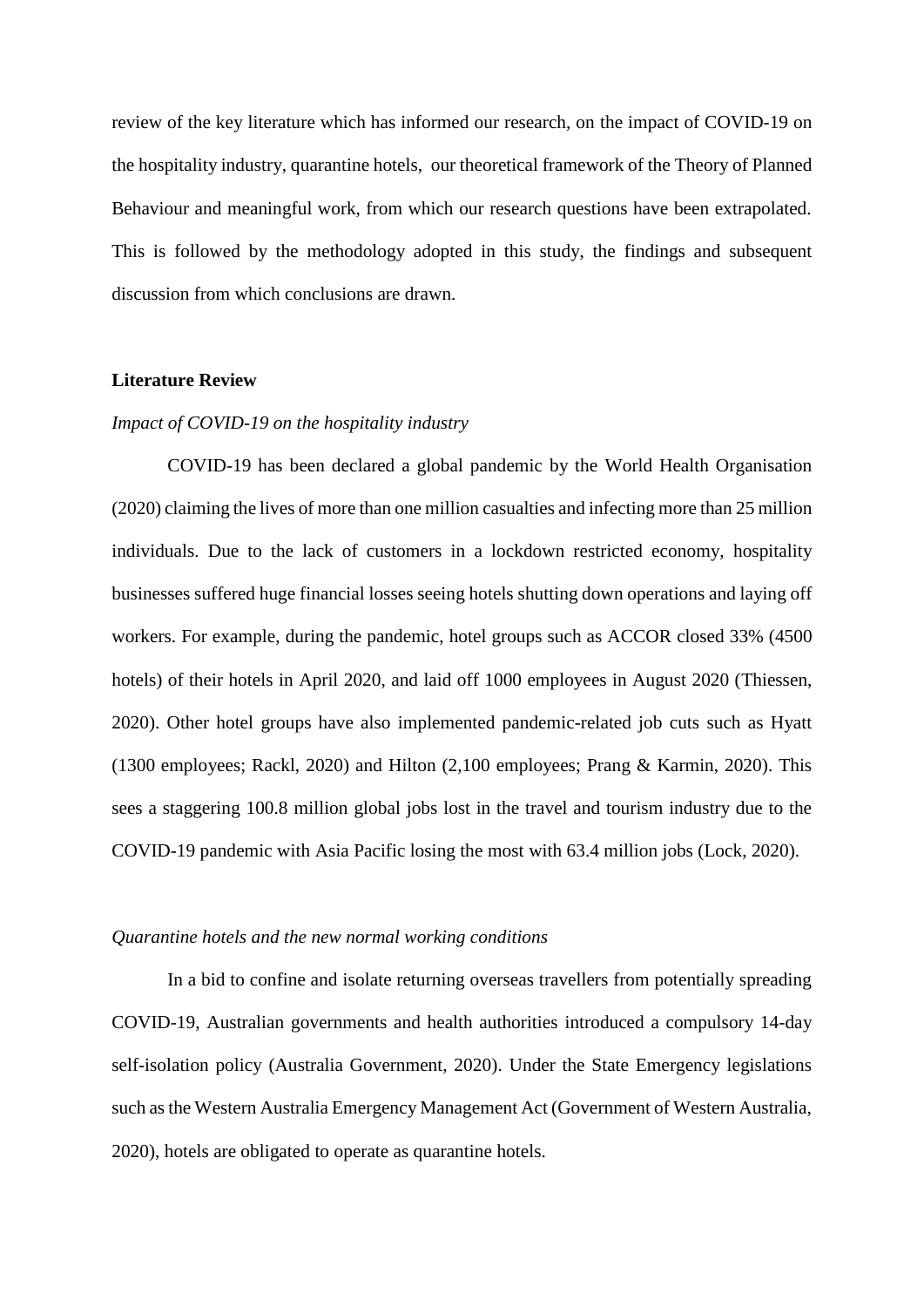review of the key literature which has informed our research, on the impact of COVID-19 on the hospitality industry, quarantine hotels, our theoretical framework of the Theory of Planned Behaviour and meaningful work, from which our research questions have been extrapolated. This is followed by the methodology adopted in this study, the findings and subsequent discussion from which conclusions are drawn.

## Literature Review

### *Impact of COVID-19 on the hospitality industry*

COVID-19 has been declared a global pandemic by the World Health Organisation (2020) claiming the lives of more than one million casualties and infecting more than 25 million individuals. Due to the lack of customers in a lockdown restricted economy, hospitality businesses suffered huge financial losses seeing hotels shutting down operations and laying off workers. For example, during the pandemic, hotel groups such as ACCOR closed 33% (4500 hotels) of their hotels in April 2020, and laid off 1000 employees in August 2020 (Thiessen, 2020). Other hotel groups have also implemented pandemic-related job cuts such as Hyatt (1300 employees; Rackl, 2020) and Hilton (2,100 employees; Prang & Karmin, 2020). This sees a staggering 100.8 million global jobs lost in the travel and tourism industry due to the COVID-19 pandemic with Asia Pacific losing the most with 63.4 million jobs (Lock, 2020).

### *Quarantine hotels and the new normal working conditions*

In a bid to confine and isolate returning overseas travellers from potentially spreading COVID-19, Australian governments and health authorities introduced a compulsory 14-day self-isolation policy (Australia Government, 2020). Under the State Emergency legislations such as the Western Australia Emergency Management Act (Government of Western Australia, 2020), hotels are obligated to operate as quarantine hotels.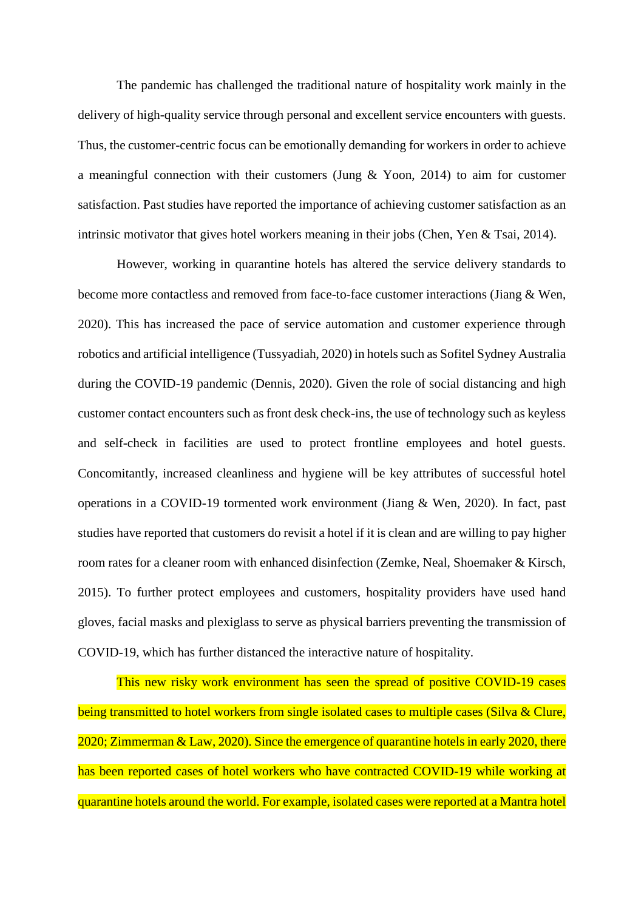The pandemic has challenged the traditional nature of hospitality work mainly in the delivery of high-quality service through personal and excellent service encounters with guests. Thus, the customer-centric focus can be emotionally demanding for workers in order to achieve a meaningful connection with their customers (Jung & Yoon, 2014) to aim for customer satisfaction. Past studies have reported the importance of achieving customer satisfaction as an intrinsic motivator that gives hotel workers meaning in their jobs (Chen, Yen & Tsai, 2014).

However, working in quarantine hotels has altered the service delivery standards to become more contactless and removed from face-to-face customer interactions (Jiang & Wen, 2020). This has increased the pace of service automation and customer experience through robotics and artificial intelligence (Tussyadiah, 2020) in hotels such as Sofitel Sydney Australia during the COVID-19 pandemic (Dennis, 2020). Given the role of social distancing and high customer contact encounters such as front desk check-ins, the use of technology such as keyless and self-check in facilities are used to protect frontline employees and hotel guests. Concomitantly, increased cleanliness and hygiene will be key attributes of successful hotel operations in a COVID-19 tormented work environment (Jiang & Wen, 2020). In fact, past studies have reported that customers do revisit a hotel if it is clean and are willing to pay higher room rates for a cleaner room with enhanced disinfection (Zemke, Neal, Shoemaker & Kirsch, 2015). To further protect employees and customers, hospitality providers have used hand gloves, facial masks and plexiglass to serve as physical barriers preventing the transmission of COVID-19, which has further distanced the interactive nature of hospitality.

This new risky work environment has seen the spread of positive COVID-19 cases being transmitted to hotel workers from single isolated cases to multiple cases (Silva & Clure, 2020; Zimmerman & Law, 2020). Since the emergence of quarantine hotels in early 2020, there has been reported cases of hotel workers who have contracted COVID-19 while working at quarantine hotels around the world. For example, isolated cases were reported at a Mantra hotel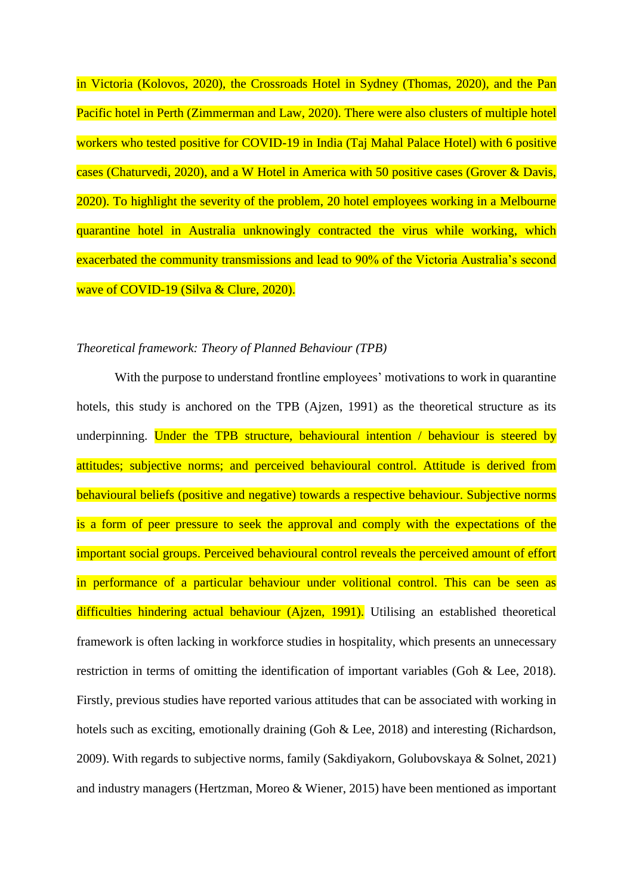in Victoria (Kolovos, 2020), the Crossroads Hotel in Sydney (Thomas, 2020), and the Pan Pacific hotel in Perth (Zimmerman and Law, 2020). There were also clusters of multiple hotel workers who tested positive for COVID-19 in India (Taj Mahal Palace Hotel) with 6 positive cases (Chaturvedi, 2020), and a W Hotel in America with 50 positive cases (Grover & Davis, 2020). To highlight the severity of the problem, 20 hotel employees working in a Melbourne quarantine hotel in Australia unknowingly contracted the virus while working, which exacerbated the community transmissions and lead to 90% of the Victoria Australia's second wave of COVID-19 (Silva & Clure, 2020).

*Theoretical framework: Theory of Planned Behaviour (TPB)*

With the purpose to understand frontline employees' motivations to work in quarantine hotels, this study is anchored on the TPB (Ajzen, 1991) as the theoretical structure as its underpinning. Under the TPB structure, behavioural intention / behaviour is steered by attitudes; subjective norms; and perceived behavioural control. Attitude is derived from behavioural beliefs (positive and negative) towards a respective behaviour. Subjective norms is a form of peer pressure to seek the approval and comply with the expectations of the important social groups. Perceived behavioural control reveals the perceived amount of effort in performance of a particular behaviour under volitional control. This can be seen as difficulties hindering actual behaviour (Ajzen, 1991). Utilising an established theoretical framework is often lacking in workforce studies in hospitality, which presents an unnecessary restriction in terms of omitting the identification of important variables (Goh & Lee, 2018). Firstly, previous studies have reported various attitudes that can be associated with working in hotels such as exciting, emotionally draining (Goh & Lee, 2018) and interesting (Richardson, 2009). With regards to subjective norms, family (Sakdiyakorn, Golubovskaya & Solnet, 2021) and industry managers (Hertzman, Moreo & Wiener, 2015) have been mentioned as important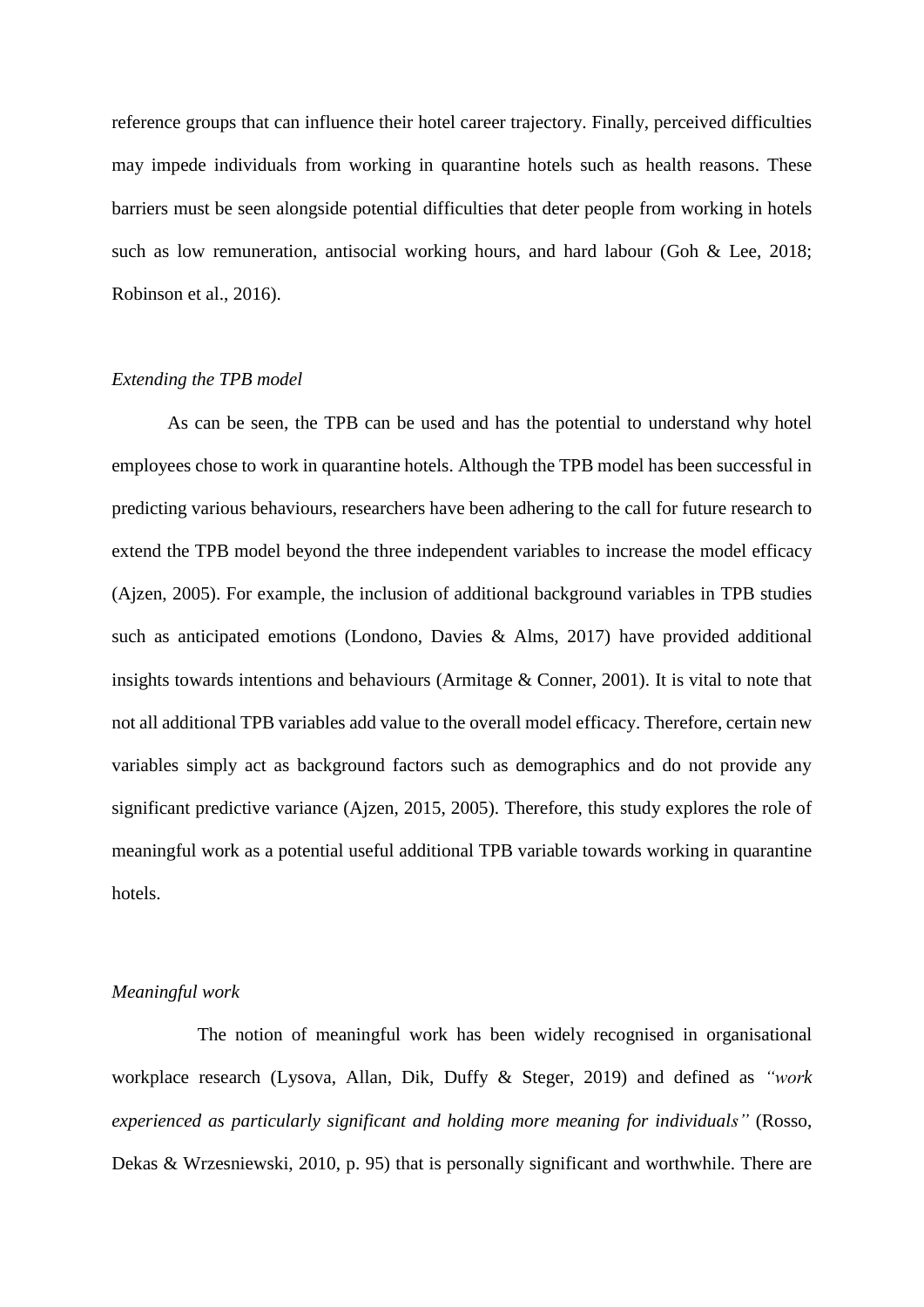reference groups that can influence their hotel career trajectory. Finally, perceived difficulties may impede individuals from working in quarantine hotels such as health reasons. These barriers must be seen alongside potential difficulties that deter people from working in hotels such as low remuneration, antisocial working hours, and hard labour (Goh & Lee, 2018; Robinson et al., 2016).

### *Extending the TPB model*

As can be seen, the TPB can be used and has the potential to understand why hotel employees chose to work in quarantine hotels. Although the TPB model has been successful in predicting various behaviours, researchers have been adhering to the call for future research to extend the TPB model beyond the three independent variables to increase the model efficacy (Ajzen, 2005). For example, the inclusion of additional background variables in TPB studies such as anticipated emotions (Londono, Davies & Alms, 2017) have provided additional insights towards intentions and behaviours (Armitage & Conner, 2001). It is vital to note that not all additional TPB variables add value to the overall model efficacy. Therefore, certain new variables simply act as background factors such as demographics and do not provide any significant predictive variance (Ajzen, 2015, 2005). Therefore, this study explores the role of meaningful work as a potential useful additional TPB variable towards working in quarantine hotels.

### *Meaningful work*

The notion of meaningful work has been widely recognised in organisational workplace research (Lysova, Allan, Dik, Duffy & Steger, 2019) and defined as *"work experienced as particularly significant and holding more meaning for individuals"* (Rosso, Dekas & Wrzesniewski, 2010, p. 95) that is personally significant and worthwhile. There are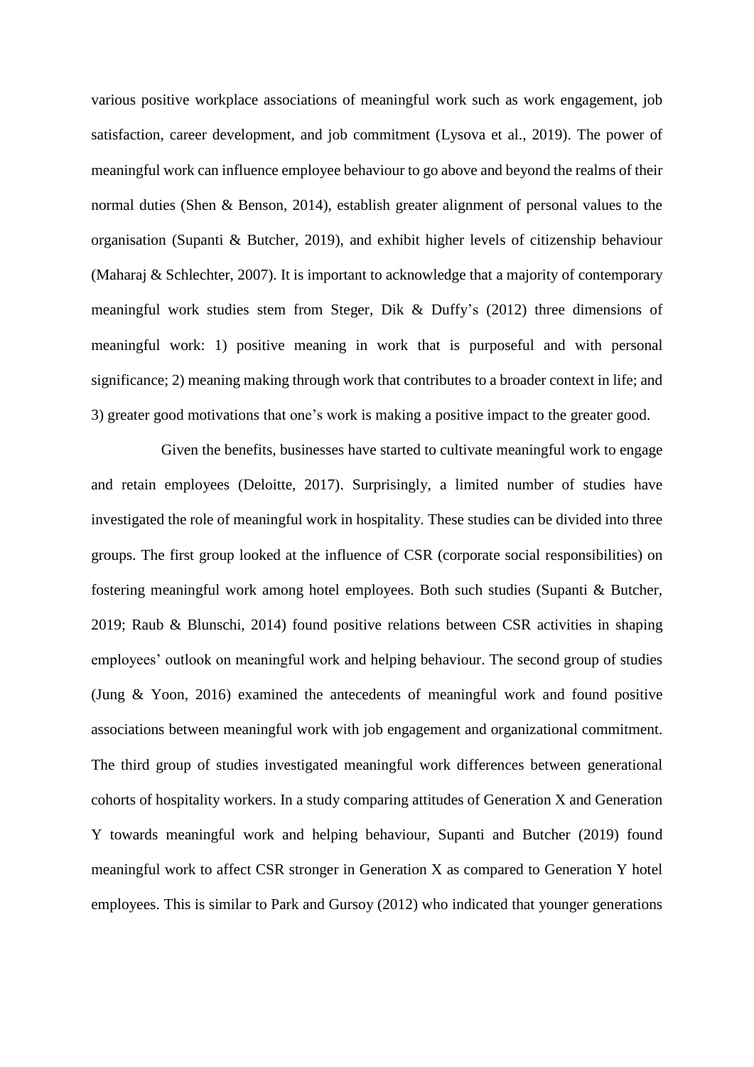various positive workplace associations of meaningful work such as work engagement, job satisfaction, career development, and job commitment (Lysova et al., 2019). The power of meaningful work can influence employee behaviour to go above and beyond the realms of their normal duties (Shen & Benson, 2014), establish greater alignment of personal values to the organisation (Supanti & Butcher, 2019), and exhibit higher levels of citizenship behaviour (Maharaj & Schlechter, 2007). It is important to acknowledge that a majority of contemporary meaningful work studies stem from Steger, Dik & Duffy's (2012) three dimensions of meaningful work: 1) positive meaning in work that is purposeful and with personal significance; 2) meaning making through work that contributes to a broader context in life; and 3) greater good motivations that one's work is making a positive impact to the greater good.

Given the benefits, businesses have started to cultivate meaningful work to engage and retain employees (Deloitte, 2017). Surprisingly, a limited number of studies have investigated the role of meaningful work in hospitality. These studies can be divided into three groups. The first group looked at the influence of CSR (corporate social responsibilities) on fostering meaningful work among hotel employees. Both such studies (Supanti & Butcher, 2019; Raub & Blunschi, 2014) found positive relations between CSR activities in shaping employees' outlook on meaningful work and helping behaviour. The second group of studies (Jung & Yoon, 2016) examined the antecedents of meaningful work and found positive associations between meaningful work with job engagement and organizational commitment. The third group of studies investigated meaningful work differences between generational cohorts of hospitality workers. In a study comparing attitudes of Generation X and Generation Y towards meaningful work and helping behaviour, Supanti and Butcher (2019) found meaningful work to affect CSR stronger in Generation X as compared to Generation Y hotel employees. This is similar to Park and Gursoy (2012) who indicated that younger generations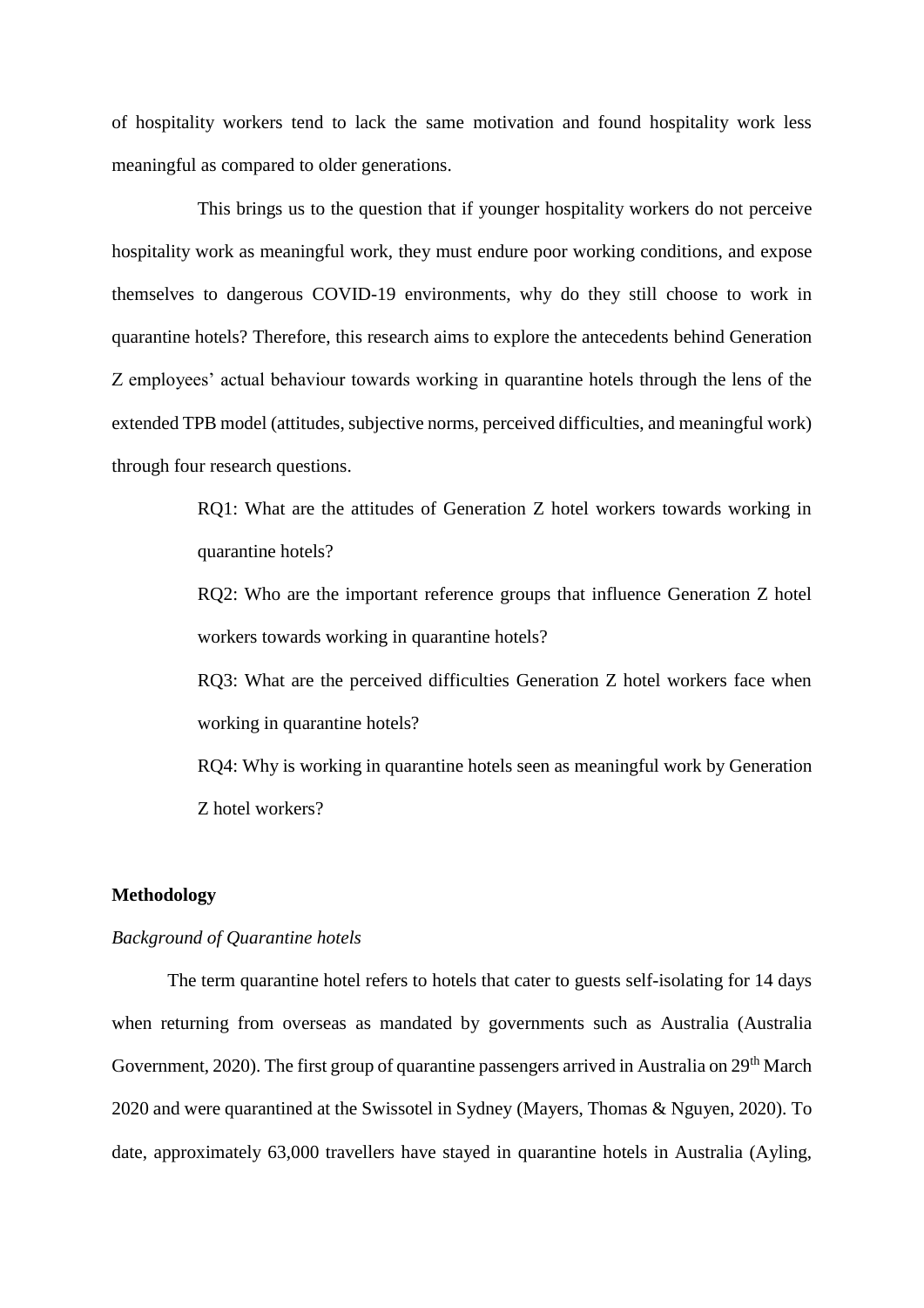of hospitality workers tend to lack the same motivation and found hospitality work less meaningful as compared to older generations.

This brings us to the question that if younger hospitality workers do not perceive hospitality work as meaningful work, they must endure poor working conditions, and expose themselves to dangerous COVID-19 environments, why do they still choose to work in quarantine hotels? Therefore, this research aims to explore the antecedents behind Generation Z employees' actual behaviour towards working in quarantine hotels through the lens of the extended TPB model (attitudes, subjective norms, perceived difficulties, and meaningful work) through four research questions.

> RQ1: What are the attitudes of Generation Z hotel workers towards working in quarantine hotels?
>
> RQ2: Who are the important reference groups that influence Generation Z hotel workers towards working in quarantine hotels?
>
> RQ3: What are the perceived difficulties Generation Z hotel workers face when working in quarantine hotels?
>
> RQ4: Why is working in quarantine hotels seen as meaningful work by Generation Z hotel workers?

## Methodology

### *Background of Quarantine hotels*

The term quarantine hotel refers to hotels that cater to guests self-isolating for 14 days when returning from overseas as mandated by governments such as Australia (Australia Government, 2020). The first group of quarantine passengers arrived in Australia on 29th March 2020 and were quarantined at the Swissotel in Sydney (Mayers, Thomas & Nguyen, 2020). To date, approximately 63,000 travellers have stayed in quarantine hotels in Australia (Ayling,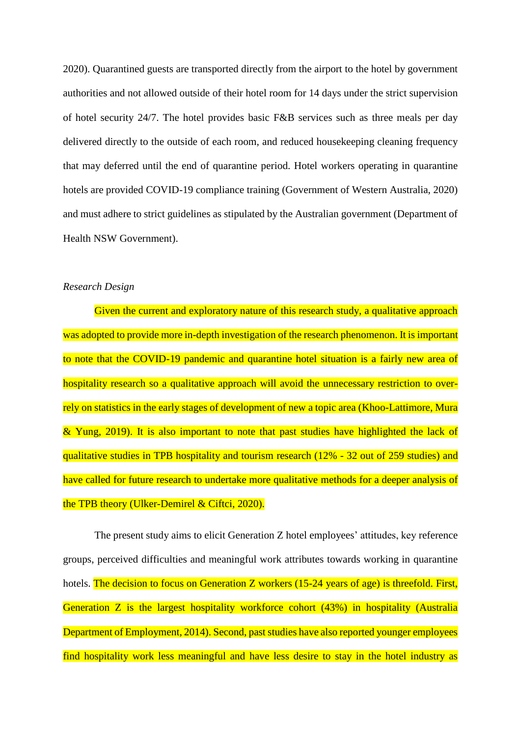2020). Quarantined guests are transported directly from the airport to the hotel by government authorities and not allowed outside of their hotel room for 14 days under the strict supervision of hotel security 24/7. The hotel provides basic F&B services such as three meals per day delivered directly to the outside of each room, and reduced housekeeping cleaning frequency that may deferred until the end of quarantine period. Hotel workers operating in quarantine hotels are provided COVID-19 compliance training (Government of Western Australia, 2020) and must adhere to strict guidelines as stipulated by the Australian government (Department of Health NSW Government).

*Research Design*

Given the current and exploratory nature of this research study, a qualitative approach was adopted to provide more in-depth investigation of the research phenomenon. It is important to note that the COVID-19 pandemic and quarantine hotel situation is a fairly new area of hospitality research so a qualitative approach will avoid the unnecessary restriction to over-rely on statistics in the early stages of development of new a topic area (Khoo-Lattimore, Mura & Yung, 2019). It is also important to note that past studies have highlighted the lack of qualitative studies in TPB hospitality and tourism research (12% - 32 out of 259 studies) and have called for future research to undertake more qualitative methods for a deeper analysis of the TPB theory (Ulker-Demirel & Ciftci, 2020).

The present study aims to elicit Generation Z hotel employees' attitudes, key reference groups, perceived difficulties and meaningful work attributes towards working in quarantine hotels. The decision to focus on Generation Z workers (15-24 years of age) is threefold. First, Generation Z is the largest hospitality workforce cohort (43%) in hospitality (Australia Department of Employment, 2014). Second, past studies have also reported younger employees find hospitality work less meaningful and have less desire to stay in the hotel industry as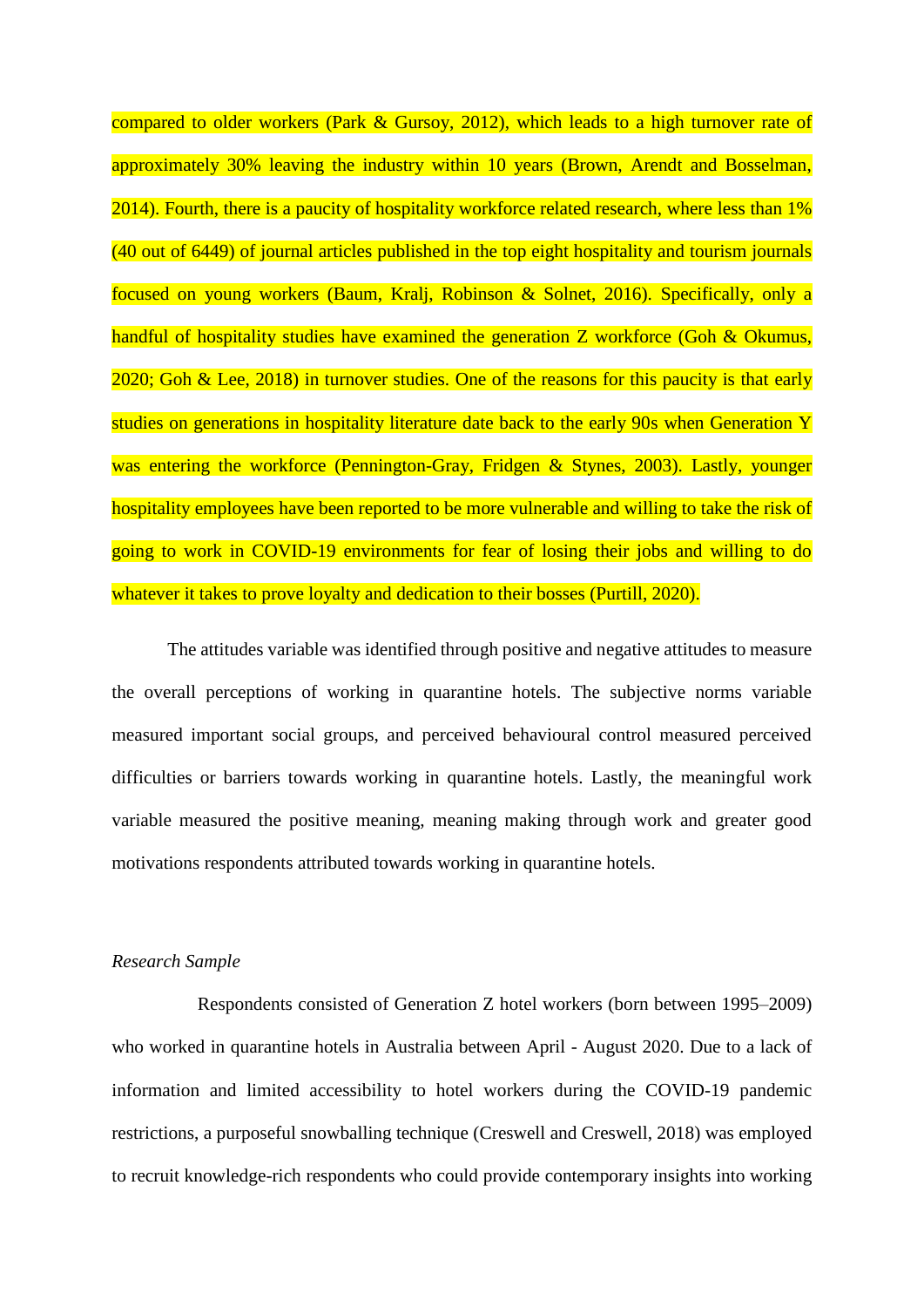compared to older workers (Park & Gursoy, 2012), which leads to a high turnover rate of approximately 30% leaving the industry within 10 years (Brown, Arendt and Bosselman, 2014). Fourth, there is a paucity of hospitality workforce related research, where less than 1% (40 out of 6449) of journal articles published in the top eight hospitality and tourism journals focused on young workers (Baum, Kralj, Robinson & Solnet, 2016). Specifically, only a handful of hospitality studies have examined the generation Z workforce (Goh & Okumus, 2020; Goh & Lee, 2018) in turnover studies. One of the reasons for this paucity is that early studies on generations in hospitality literature date back to the early 90s when Generation Y was entering the workforce (Pennington-Gray, Fridgen & Stynes, 2003). Lastly, younger hospitality employees have been reported to be more vulnerable and willing to take the risk of going to work in COVID-19 environments for fear of losing their jobs and willing to do whatever it takes to prove loyalty and dedication to their bosses (Purtill, 2020).

The attitudes variable was identified through positive and negative attitudes to measure the overall perceptions of working in quarantine hotels. The subjective norms variable measured important social groups, and perceived behavioural control measured perceived difficulties or barriers towards working in quarantine hotels. Lastly, the meaningful work variable measured the positive meaning, meaning making through work and greater good motivations respondents attributed towards working in quarantine hotels.

*Research Sample*

Respondents consisted of Generation Z hotel workers (born between 1995–2009) who worked in quarantine hotels in Australia between April - August 2020. Due to a lack of information and limited accessibility to hotel workers during the COVID-19 pandemic restrictions, a purposeful snowballing technique (Creswell and Creswell, 2018) was employed to recruit knowledge-rich respondents who could provide contemporary insights into working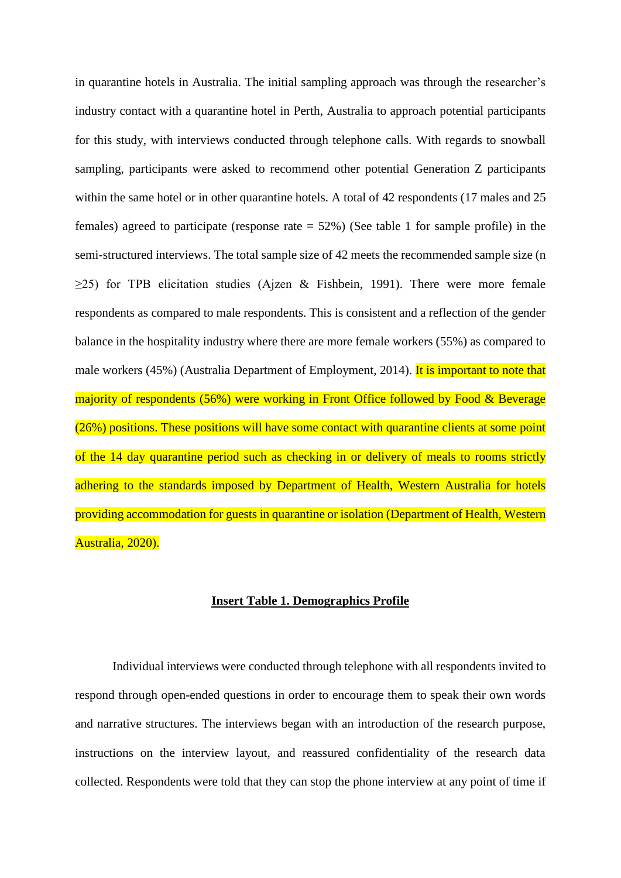in quarantine hotels in Australia. The initial sampling approach was through the researcher's industry contact with a quarantine hotel in Perth, Australia to approach potential participants for this study, with interviews conducted through telephone calls. With regards to snowball sampling, participants were asked to recommend other potential Generation Z participants within the same hotel or in other quarantine hotels. A total of 42 respondents (17 males and 25 females) agreed to participate (response rate = 52%) (See table 1 for sample profile) in the semi-structured interviews. The total sample size of 42 meets the recommended sample size (n ≥25) for TPB elicitation studies (Ajzen & Fishbein, 1991). There were more female respondents as compared to male respondents. This is consistent and a reflection of the gender balance in the hospitality industry where there are more female workers (55%) as compared to male workers (45%) (Australia Department of Employment, 2014). It is important to note that majority of respondents (56%) were working in Front Office followed by Food & Beverage (26%) positions. These positions will have some contact with quarantine clients at some point of the 14 day quarantine period such as checking in or delivery of meals to rooms strictly adhering to the standards imposed by Department of Health, Western Australia for hotels providing accommodation for guests in quarantine or isolation (Department of Health, Western Australia, 2020).

**Insert Table 1. Demographics Profile**

Individual interviews were conducted through telephone with all respondents invited to respond through open-ended questions in order to encourage them to speak their own words and narrative structures. The interviews began with an introduction of the research purpose, instructions on the interview layout, and reassured confidentiality of the research data collected. Respondents were told that they can stop the phone interview at any point of time if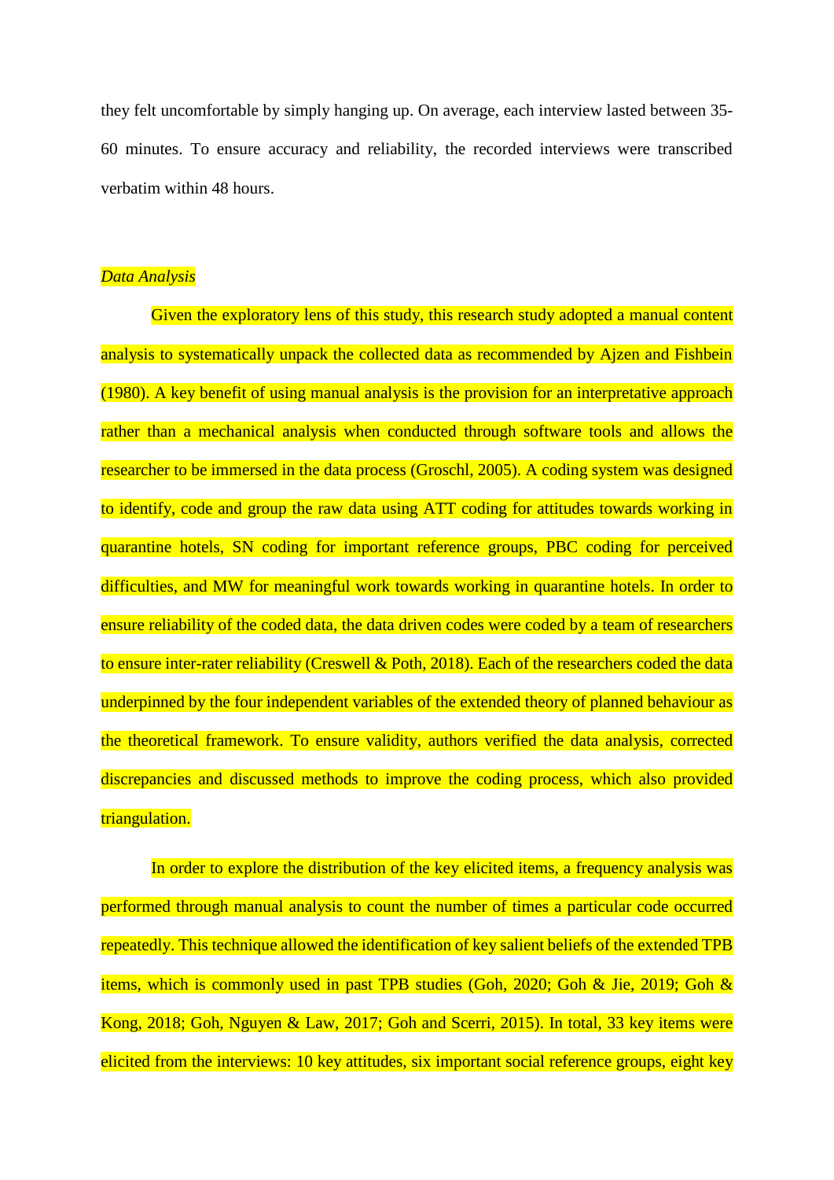they felt uncomfortable by simply hanging up. On average, each interview lasted between 35-60 minutes. To ensure accuracy and reliability, the recorded interviews were transcribed verbatim within 48 hours.

*Data Analysis*

Given the exploratory lens of this study, this research study adopted a manual content analysis to systematically unpack the collected data as recommended by Ajzen and Fishbein (1980). A key benefit of using manual analysis is the provision for an interpretative approach rather than a mechanical analysis when conducted through software tools and allows the researcher to be immersed in the data process (Groschl, 2005). A coding system was designed to identify, code and group the raw data using ATT coding for attitudes towards working in quarantine hotels, SN coding for important reference groups, PBC coding for perceived difficulties, and MW for meaningful work towards working in quarantine hotels. In order to ensure reliability of the coded data, the data driven codes were coded by a team of researchers to ensure inter-rater reliability (Creswell & Poth, 2018). Each of the researchers coded the data underpinned by the four independent variables of the extended theory of planned behaviour as the theoretical framework. To ensure validity, authors verified the data analysis, corrected discrepancies and discussed methods to improve the coding process, which also provided triangulation.

In order to explore the distribution of the key elicited items, a frequency analysis was performed through manual analysis to count the number of times a particular code occurred repeatedly. This technique allowed the identification of key salient beliefs of the extended TPB items, which is commonly used in past TPB studies (Goh, 2020; Goh & Jie, 2019; Goh & Kong, 2018; Goh, Nguyen & Law, 2017; Goh and Scerri, 2015). In total, 33 key items were elicited from the interviews: 10 key attitudes, six important social reference groups, eight key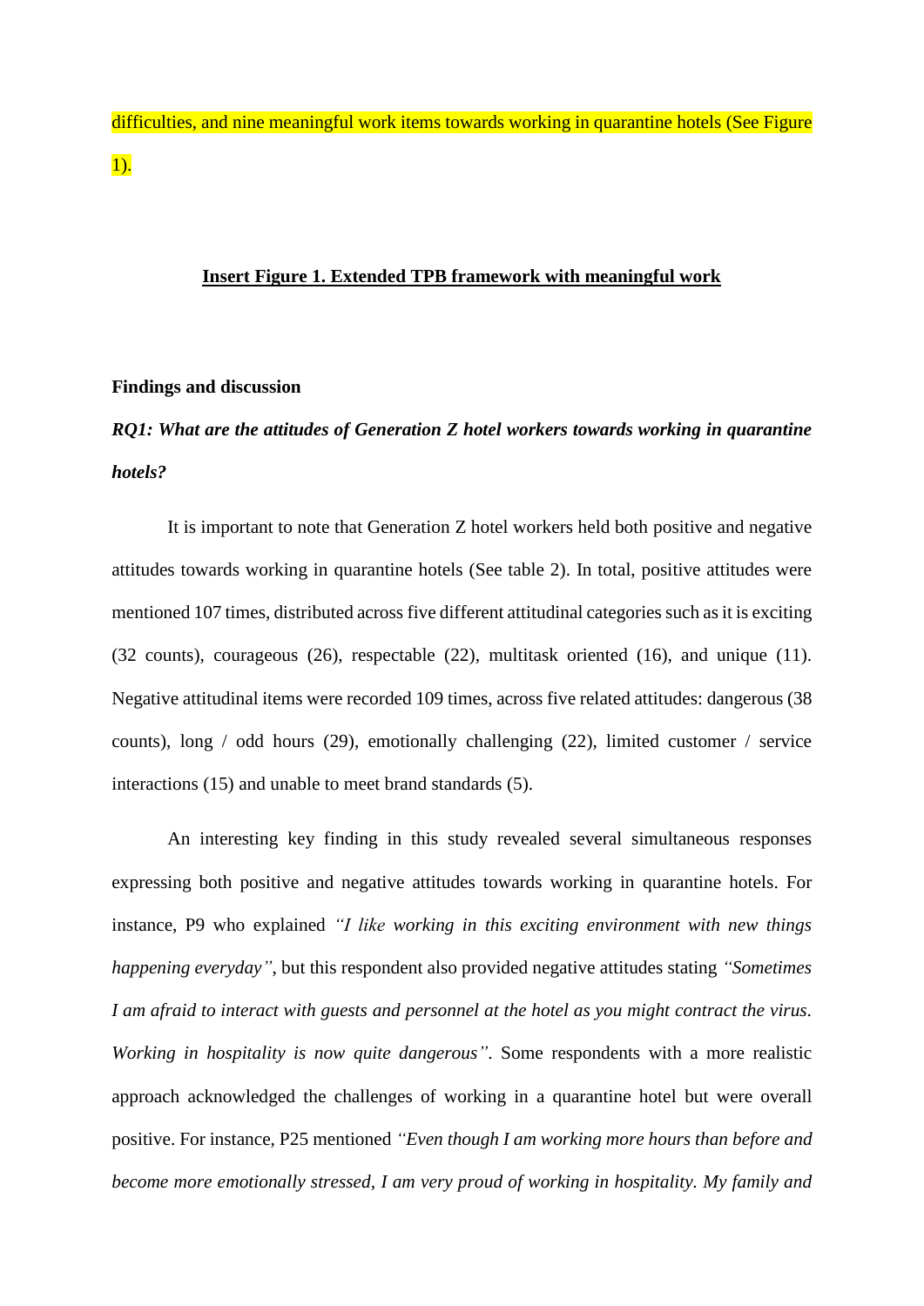difficulties, and nine meaningful work items towards working in quarantine hotels (See Figure 1).

**Insert Figure 1. Extended TPB framework with meaningful work**

**Findings and discussion**

***RQ1: What are the attitudes of Generation Z hotel workers towards working in quarantine hotels?***

It is important to note that Generation Z hotel workers held both positive and negative attitudes towards working in quarantine hotels (See table 2). In total, positive attitudes were mentioned 107 times, distributed across five different attitudinal categories such as it is exciting (32 counts), courageous (26), respectable (22), multitask oriented (16), and unique (11). Negative attitudinal items were recorded 109 times, across five related attitudes: dangerous (38 counts), long / odd hours (29), emotionally challenging (22), limited customer / service interactions (15) and unable to meet brand standards (5).

An interesting key finding in this study revealed several simultaneous responses expressing both positive and negative attitudes towards working in quarantine hotels. For instance, P9 who explained *"I like working in this exciting environment with new things happening everyday"*, but this respondent also provided negative attitudes stating *"Sometimes I am afraid to interact with guests and personnel at the hotel as you might contract the virus. Working in hospitality is now quite dangerous"*. Some respondents with a more realistic approach acknowledged the challenges of working in a quarantine hotel but were overall positive. For instance, P25 mentioned *"Even though I am working more hours than before and become more emotionally stressed, I am very proud of working in hospitality. My family and*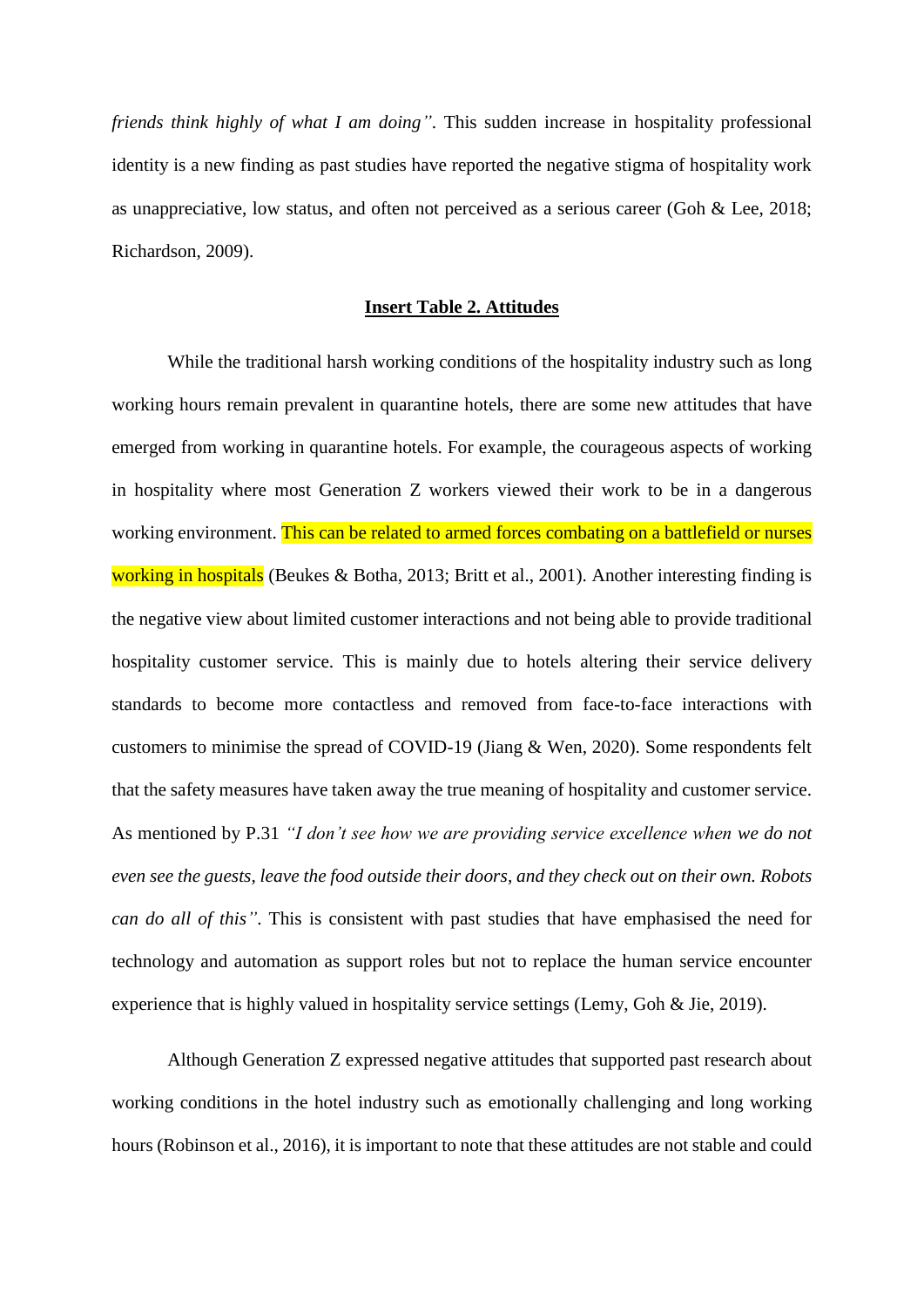*friends think highly of what I am doing"*. This sudden increase in hospitality professional identity is a new finding as past studies have reported the negative stigma of hospitality work as unappreciative, low status, and often not perceived as a serious career (Goh & Lee, 2018; Richardson, 2009).

**Insert Table 2. Attitudes**

While the traditional harsh working conditions of the hospitality industry such as long working hours remain prevalent in quarantine hotels, there are some new attitudes that have emerged from working in quarantine hotels. For example, the courageous aspects of working in hospitality where most Generation Z workers viewed their work to be in a dangerous working environment. This can be related to armed forces combating on a battlefield or nurses working in hospitals (Beukes & Botha, 2013; Britt et al., 2001). Another interesting finding is the negative view about limited customer interactions and not being able to provide traditional hospitality customer service. This is mainly due to hotels altering their service delivery standards to become more contactless and removed from face-to-face interactions with customers to minimise the spread of COVID-19 (Jiang & Wen, 2020). Some respondents felt that the safety measures have taken away the true meaning of hospitality and customer service. As mentioned by P.31 *"I don't see how we are providing service excellence when we do not even see the guests, leave the food outside their doors, and they check out on their own. Robots can do all of this"*. This is consistent with past studies that have emphasised the need for technology and automation as support roles but not to replace the human service encounter experience that is highly valued in hospitality service settings (Lemy, Goh & Jie, 2019).

Although Generation Z expressed negative attitudes that supported past research about working conditions in the hotel industry such as emotionally challenging and long working hours (Robinson et al., 2016), it is important to note that these attitudes are not stable and could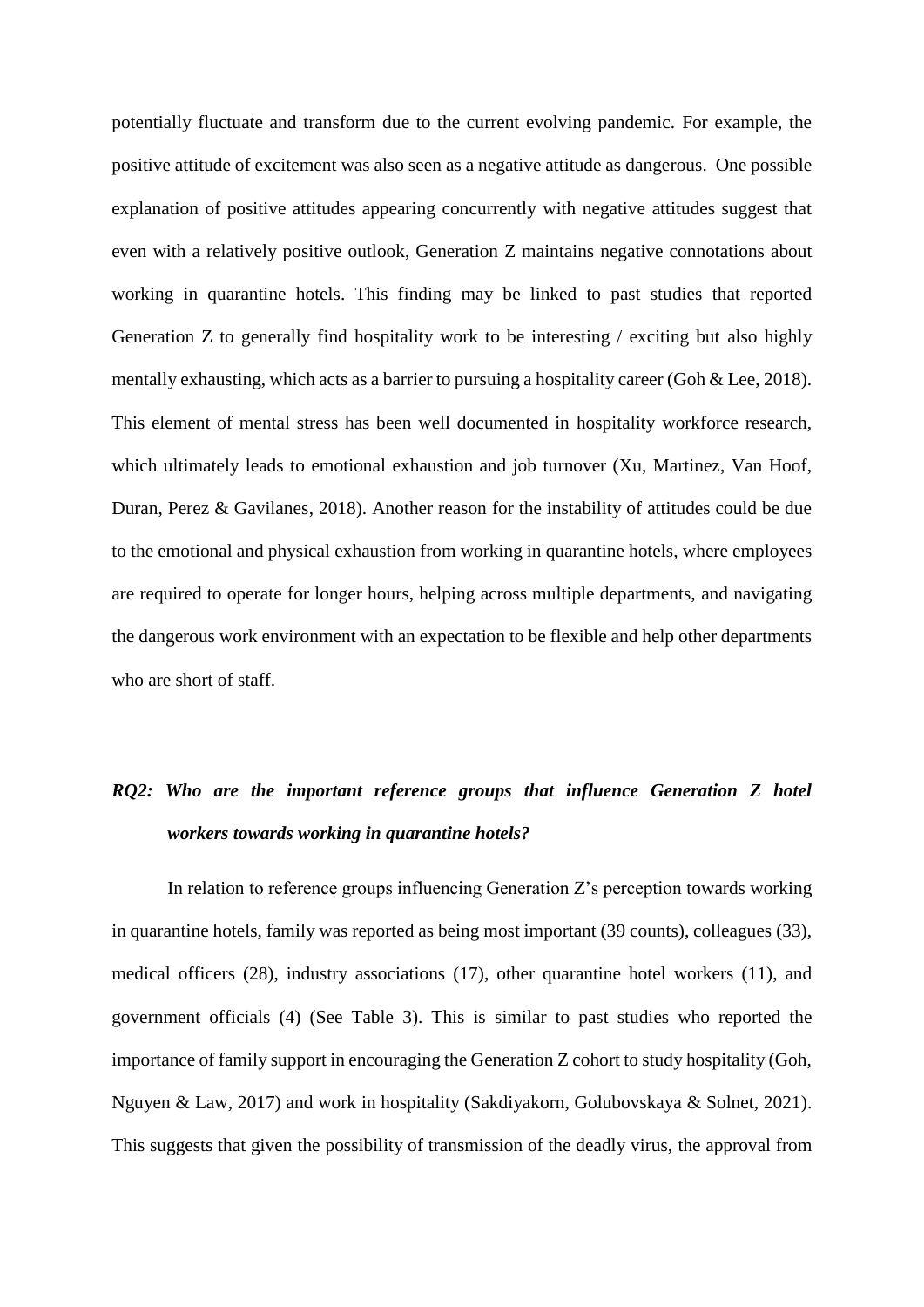potentially fluctuate and transform due to the current evolving pandemic. For example, the positive attitude of excitement was also seen as a negative attitude as dangerous. One possible explanation of positive attitudes appearing concurrently with negative attitudes suggest that even with a relatively positive outlook, Generation Z maintains negative connotations about working in quarantine hotels. This finding may be linked to past studies that reported Generation Z to generally find hospitality work to be interesting / exciting but also highly mentally exhausting, which acts as a barrier to pursuing a hospitality career (Goh & Lee, 2018). This element of mental stress has been well documented in hospitality workforce research, which ultimately leads to emotional exhaustion and job turnover (Xu, Martinez, Van Hoof, Duran, Perez & Gavilanes, 2018). Another reason for the instability of attitudes could be due to the emotional and physical exhaustion from working in quarantine hotels, where employees are required to operate for longer hours, helping across multiple departments, and navigating the dangerous work environment with an expectation to be flexible and help other departments who are short of staff.

### *RQ2: Who are the important reference groups that influence Generation Z hotel workers towards working in quarantine hotels?*

In relation to reference groups influencing Generation Z's perception towards working in quarantine hotels, family was reported as being most important (39 counts), colleagues (33), medical officers (28), industry associations (17), other quarantine hotel workers (11), and government officials (4) (See Table 3). This is similar to past studies who reported the importance of family support in encouraging the Generation Z cohort to study hospitality (Goh, Nguyen & Law, 2017) and work in hospitality (Sakdiyakorn, Golubovskaya & Solnet, 2021). This suggests that given the possibility of transmission of the deadly virus, the approval from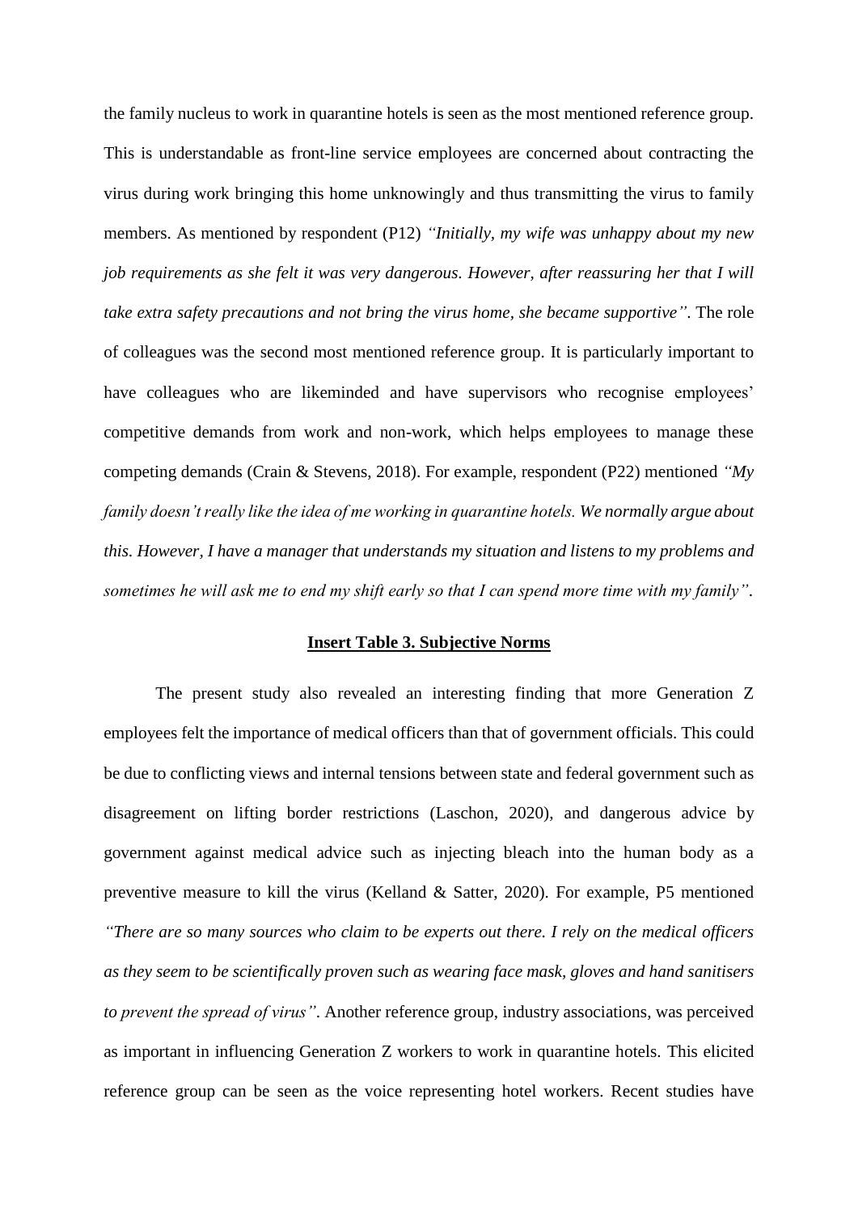the family nucleus to work in quarantine hotels is seen as the most mentioned reference group. This is understandable as front-line service employees are concerned about contracting the virus during work bringing this home unknowingly and thus transmitting the virus to family members. As mentioned by respondent (P12) *"Initially, my wife was unhappy about my new job requirements as she felt it was very dangerous. However, after reassuring her that I will take extra safety precautions and not bring the virus home, she became supportive"*. The role of colleagues was the second most mentioned reference group. It is particularly important to have colleagues who are likeminded and have supervisors who recognise employees' competitive demands from work and non-work, which helps employees to manage these competing demands (Crain & Stevens, 2018). For example, respondent (P22) mentioned *"My family doesn't really like the idea of me working in quarantine hotels. We normally argue about this. However, I have a manager that understands my situation and listens to my problems and sometimes he will ask me to end my shift early so that I can spend more time with my family"*.

**Insert Table 3. Subjective Norms**

The present study also revealed an interesting finding that more Generation Z employees felt the importance of medical officers than that of government officials. This could be due to conflicting views and internal tensions between state and federal government such as disagreement on lifting border restrictions (Laschon, 2020), and dangerous advice by government against medical advice such as injecting bleach into the human body as a preventive measure to kill the virus (Kelland & Satter, 2020). For example, P5 mentioned *"There are so many sources who claim to be experts out there. I rely on the medical officers as they seem to be scientifically proven such as wearing face mask, gloves and hand sanitisers to prevent the spread of virus"*. Another reference group, industry associations, was perceived as important in influencing Generation Z workers to work in quarantine hotels. This elicited reference group can be seen as the voice representing hotel workers. Recent studies have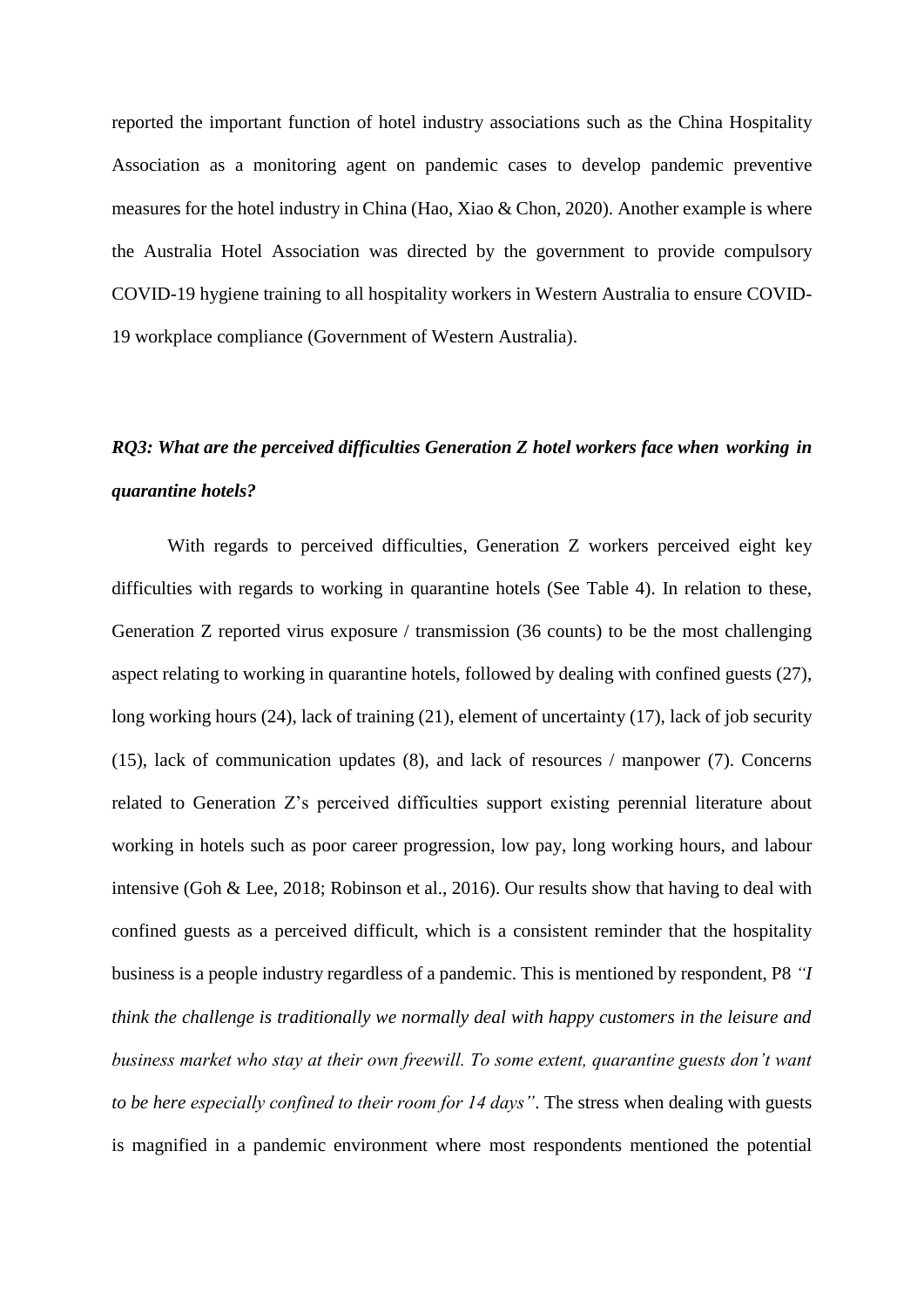reported the important function of hotel industry associations such as the China Hospitality Association as a monitoring agent on pandemic cases to develop pandemic preventive measures for the hotel industry in China (Hao, Xiao & Chon, 2020). Another example is where the Australia Hotel Association was directed by the government to provide compulsory COVID-19 hygiene training to all hospitality workers in Western Australia to ensure COVID-19 workplace compliance (Government of Western Australia).

***RQ3: What are the perceived difficulties Generation Z hotel workers face when working in quarantine hotels?***

With regards to perceived difficulties, Generation Z workers perceived eight key difficulties with regards to working in quarantine hotels (See Table 4). In relation to these, Generation Z reported virus exposure / transmission (36 counts) to be the most challenging aspect relating to working in quarantine hotels, followed by dealing with confined guests (27), long working hours (24), lack of training (21), element of uncertainty (17), lack of job security (15), lack of communication updates (8), and lack of resources / manpower (7). Concerns related to Generation Z's perceived difficulties support existing perennial literature about working in hotels such as poor career progression, low pay, long working hours, and labour intensive (Goh & Lee, 2018; Robinson et al., 2016). Our results show that having to deal with confined guests as a perceived difficult, which is a consistent reminder that the hospitality business is a people industry regardless of a pandemic. This is mentioned by respondent, P8 *"I think the challenge is traditionally we normally deal with happy customers in the leisure and business market who stay at their own freewill. To some extent, quarantine guests don't want to be here especially confined to their room for 14 days"*. The stress when dealing with guests is magnified in a pandemic environment where most respondents mentioned the potential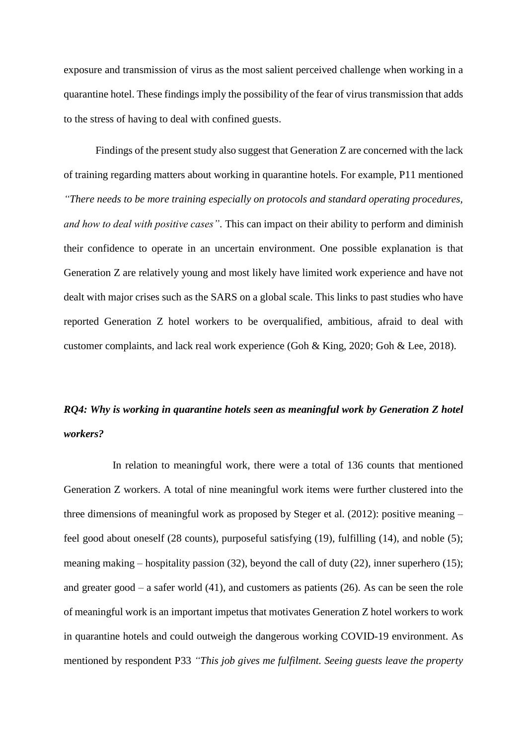exposure and transmission of virus as the most salient perceived challenge when working in a quarantine hotel. These findings imply the possibility of the fear of virus transmission that adds to the stress of having to deal with confined guests.

Findings of the present study also suggest that Generation Z are concerned with the lack of training regarding matters about working in quarantine hotels. For example, P11 mentioned *"There needs to be more training especially on protocols and standard operating procedures, and how to deal with positive cases"*. This can impact on their ability to perform and diminish their confidence to operate in an uncertain environment. One possible explanation is that Generation Z are relatively young and most likely have limited work experience and have not dealt with major crises such as the SARS on a global scale. This links to past studies who have reported Generation Z hotel workers to be overqualified, ambitious, afraid to deal with customer complaints, and lack real work experience (Goh & King, 2020; Goh & Lee, 2018).

***RQ4: Why is working in quarantine hotels seen as meaningful work by Generation Z hotel workers?***

In relation to meaningful work, there were a total of 136 counts that mentioned Generation Z workers. A total of nine meaningful work items were further clustered into the three dimensions of meaningful work as proposed by Steger et al. (2012): positive meaning – feel good about oneself (28 counts), purposeful satisfying (19), fulfilling (14), and noble (5); meaning making – hospitality passion (32), beyond the call of duty (22), inner superhero (15); and greater good – a safer world (41), and customers as patients (26). As can be seen the role of meaningful work is an important impetus that motivates Generation Z hotel workers to work in quarantine hotels and could outweigh the dangerous working COVID-19 environment. As mentioned by respondent P33 *"This job gives me fulfilment. Seeing guests leave the property*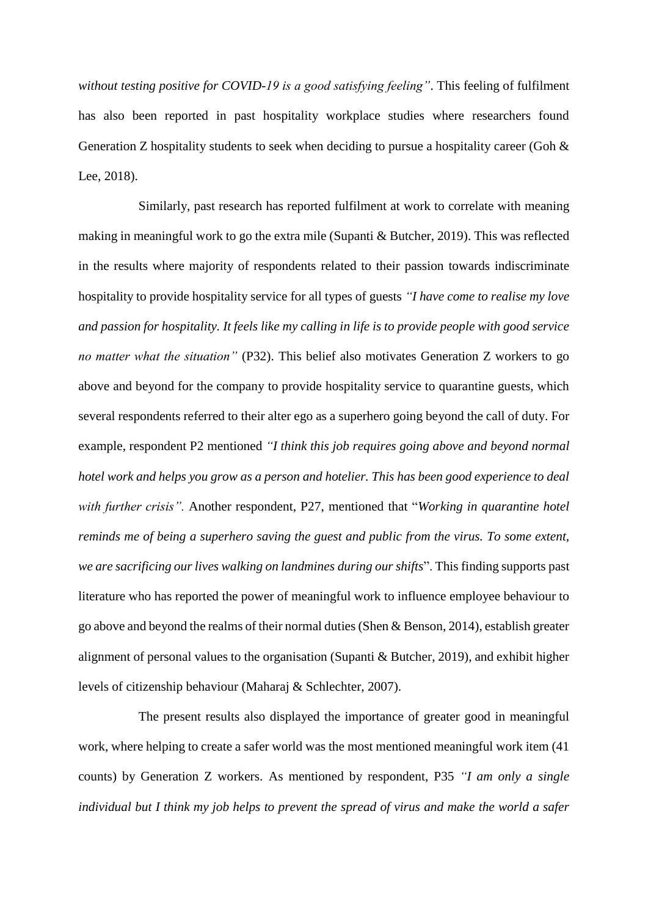*without testing positive for COVID-19 is a good satisfying feeling"*. This feeling of fulfilment has also been reported in past hospitality workplace studies where researchers found Generation Z hospitality students to seek when deciding to pursue a hospitality career (Goh & Lee, 2018).

Similarly, past research has reported fulfilment at work to correlate with meaning making in meaningful work to go the extra mile (Supanti & Butcher, 2019). This was reflected in the results where majority of respondents related to their passion towards indiscriminate hospitality to provide hospitality service for all types of guests *"I have come to realise my love and passion for hospitality. It feels like my calling in life is to provide people with good service no matter what the situation"* (P32). This belief also motivates Generation Z workers to go above and beyond for the company to provide hospitality service to quarantine guests, which several respondents referred to their alter ego as a superhero going beyond the call of duty. For example, respondent P2 mentioned *"I think this job requires going above and beyond normal hotel work and helps you grow as a person and hotelier. This has been good experience to deal with further crisis".* Another respondent, P27, mentioned that "*Working in quarantine hotel reminds me of being a superhero saving the guest and public from the virus. To some extent, we are sacrificing our lives walking on landmines during our shifts*". This finding supports past literature who has reported the power of meaningful work to influence employee behaviour to go above and beyond the realms of their normal duties (Shen & Benson, 2014), establish greater alignment of personal values to the organisation (Supanti & Butcher, 2019), and exhibit higher levels of citizenship behaviour (Maharaj & Schlechter, 2007).

The present results also displayed the importance of greater good in meaningful work, where helping to create a safer world was the most mentioned meaningful work item (41 counts) by Generation Z workers. As mentioned by respondent, P35 *"I am only a single individual but I think my job helps to prevent the spread of virus and make the world a safer*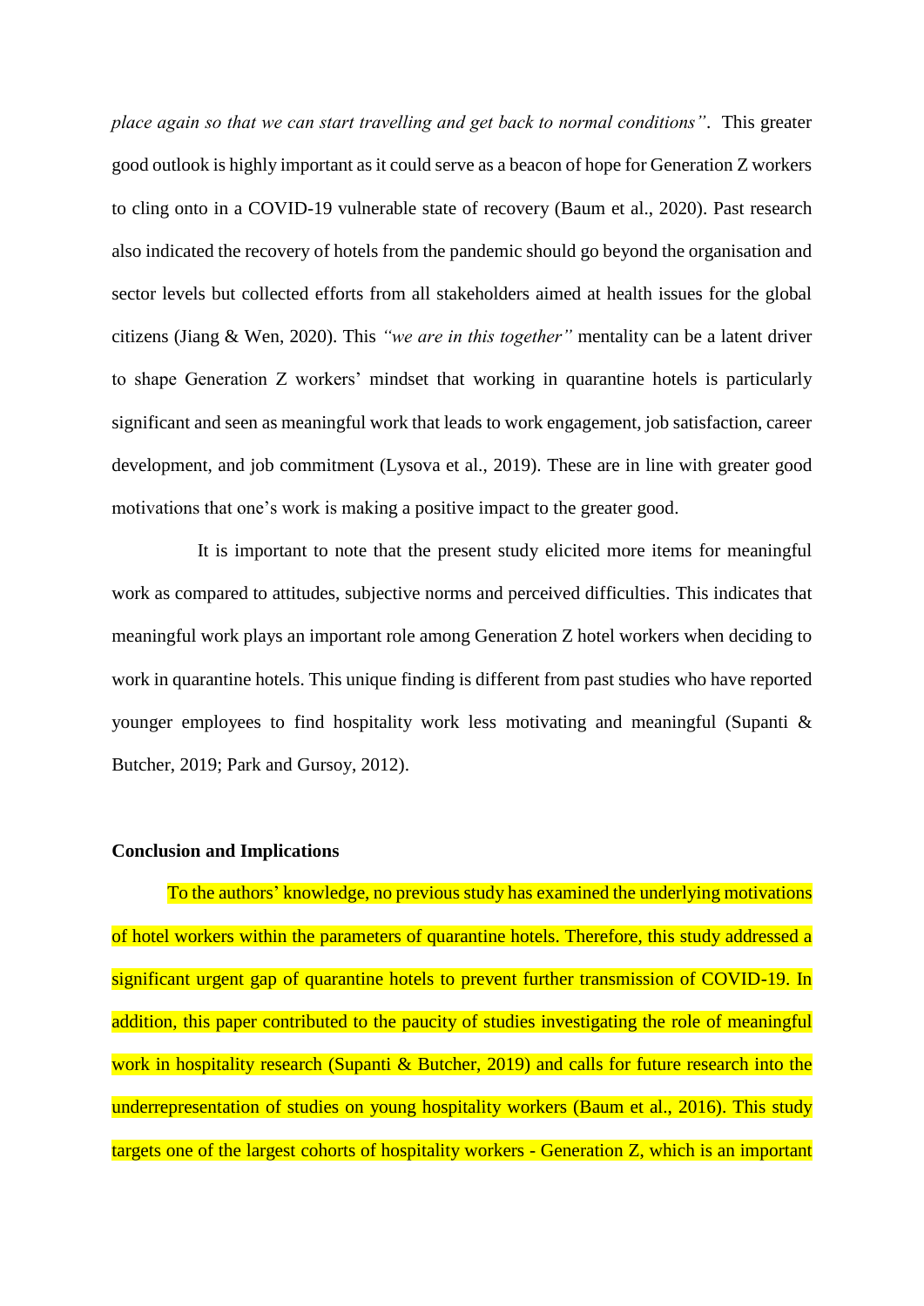*place again so that we can start travelling and get back to normal conditions"*. This greater good outlook is highly important as it could serve as a beacon of hope for Generation Z workers to cling onto in a COVID-19 vulnerable state of recovery (Baum et al., 2020). Past research also indicated the recovery of hotels from the pandemic should go beyond the organisation and sector levels but collected efforts from all stakeholders aimed at health issues for the global citizens (Jiang & Wen, 2020). This *"we are in this together"* mentality can be a latent driver to shape Generation Z workers' mindset that working in quarantine hotels is particularly significant and seen as meaningful work that leads to work engagement, job satisfaction, career development, and job commitment (Lysova et al., 2019). These are in line with greater good motivations that one's work is making a positive impact to the greater good.

It is important to note that the present study elicited more items for meaningful work as compared to attitudes, subjective norms and perceived difficulties. This indicates that meaningful work plays an important role among Generation Z hotel workers when deciding to work in quarantine hotels. This unique finding is different from past studies who have reported younger employees to find hospitality work less motivating and meaningful (Supanti & Butcher, 2019; Park and Gursoy, 2012).

**Conclusion and Implications**

To the authors' knowledge, no previous study has examined the underlying motivations of hotel workers within the parameters of quarantine hotels. Therefore, this study addressed a significant urgent gap of quarantine hotels to prevent further transmission of COVID-19. In addition, this paper contributed to the paucity of studies investigating the role of meaningful work in hospitality research (Supanti & Butcher, 2019) and calls for future research into the underrepresentation of studies on young hospitality workers (Baum et al., 2016). This study targets one of the largest cohorts of hospitality workers - Generation Z, which is an important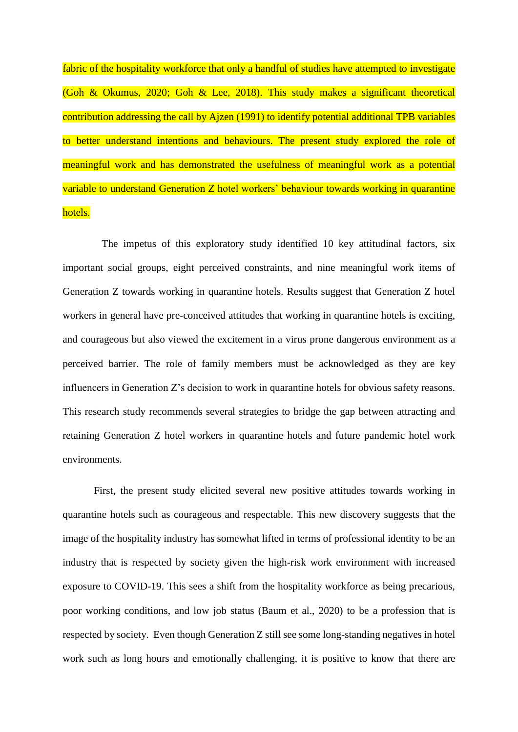fabric of the hospitality workforce that only a handful of studies have attempted to investigate (Goh & Okumus, 2020; Goh & Lee, 2018). This study makes a significant theoretical contribution addressing the call by Ajzen (1991) to identify potential additional TPB variables to better understand intentions and behaviours. The present study explored the role of meaningful work and has demonstrated the usefulness of meaningful work as a potential variable to understand Generation Z hotel workers' behaviour towards working in quarantine hotels.

The impetus of this exploratory study identified 10 key attitudinal factors, six important social groups, eight perceived constraints, and nine meaningful work items of Generation Z towards working in quarantine hotels. Results suggest that Generation Z hotel workers in general have pre-conceived attitudes that working in quarantine hotels is exciting, and courageous but also viewed the excitement in a virus prone dangerous environment as a perceived barrier. The role of family members must be acknowledged as they are key influencers in Generation Z's decision to work in quarantine hotels for obvious safety reasons. This research study recommends several strategies to bridge the gap between attracting and retaining Generation Z hotel workers in quarantine hotels and future pandemic hotel work environments.

First, the present study elicited several new positive attitudes towards working in quarantine hotels such as courageous and respectable. This new discovery suggests that the image of the hospitality industry has somewhat lifted in terms of professional identity to be an industry that is respected by society given the high-risk work environment with increased exposure to COVID-19. This sees a shift from the hospitality workforce as being precarious, poor working conditions, and low job status (Baum et al., 2020) to be a profession that is respected by society. Even though Generation Z still see some long-standing negatives in hotel work such as long hours and emotionally challenging, it is positive to know that there are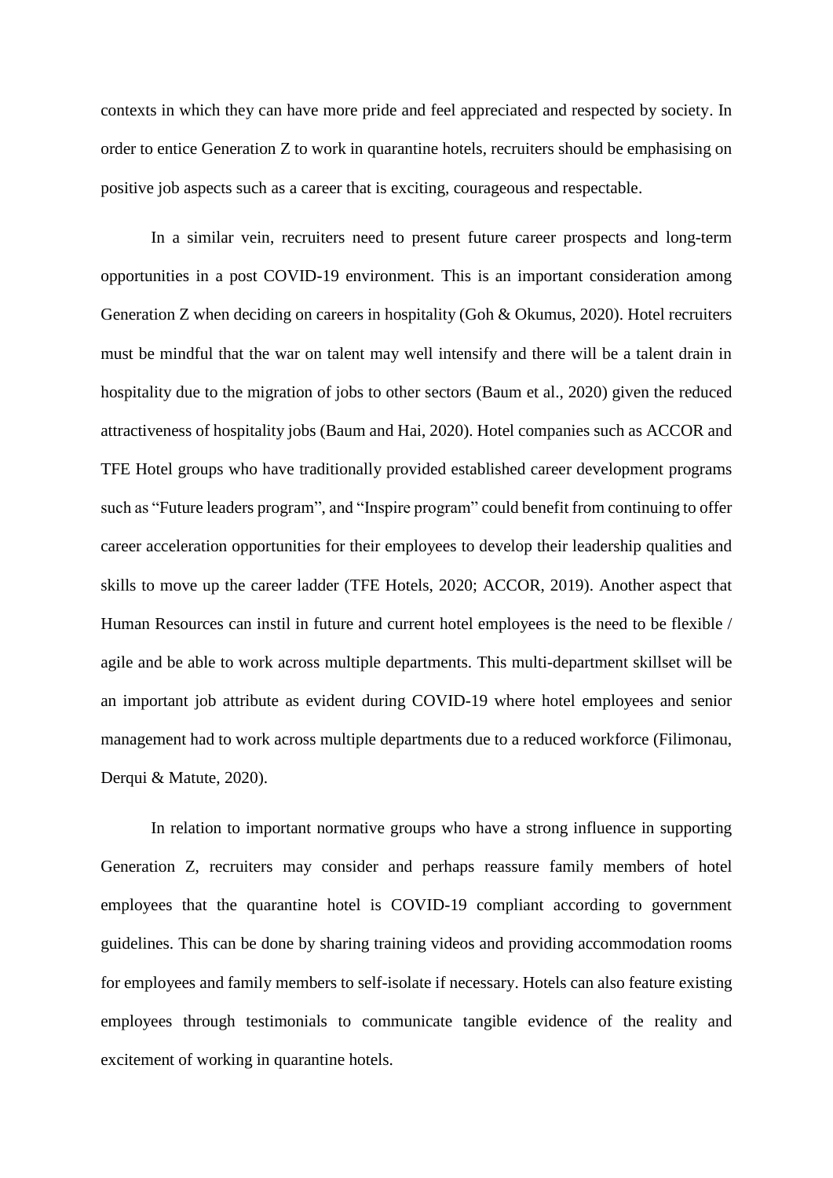contexts in which they can have more pride and feel appreciated and respected by society. In order to entice Generation Z to work in quarantine hotels, recruiters should be emphasising on positive job aspects such as a career that is exciting, courageous and respectable.

In a similar vein, recruiters need to present future career prospects and long-term opportunities in a post COVID-19 environment. This is an important consideration among Generation Z when deciding on careers in hospitality (Goh & Okumus, 2020). Hotel recruiters must be mindful that the war on talent may well intensify and there will be a talent drain in hospitality due to the migration of jobs to other sectors (Baum et al., 2020) given the reduced attractiveness of hospitality jobs (Baum and Hai, 2020). Hotel companies such as ACCOR and TFE Hotel groups who have traditionally provided established career development programs such as "Future leaders program", and "Inspire program" could benefit from continuing to offer career acceleration opportunities for their employees to develop their leadership qualities and skills to move up the career ladder (TFE Hotels, 2020; ACCOR, 2019). Another aspect that Human Resources can instil in future and current hotel employees is the need to be flexible / agile and be able to work across multiple departments. This multi-department skillset will be an important job attribute as evident during COVID-19 where hotel employees and senior management had to work across multiple departments due to a reduced workforce (Filimonau, Derqui & Matute, 2020).

In relation to important normative groups who have a strong influence in supporting Generation Z, recruiters may consider and perhaps reassure family members of hotel employees that the quarantine hotel is COVID-19 compliant according to government guidelines. This can be done by sharing training videos and providing accommodation rooms for employees and family members to self-isolate if necessary. Hotels can also feature existing employees through testimonials to communicate tangible evidence of the reality and excitement of working in quarantine hotels.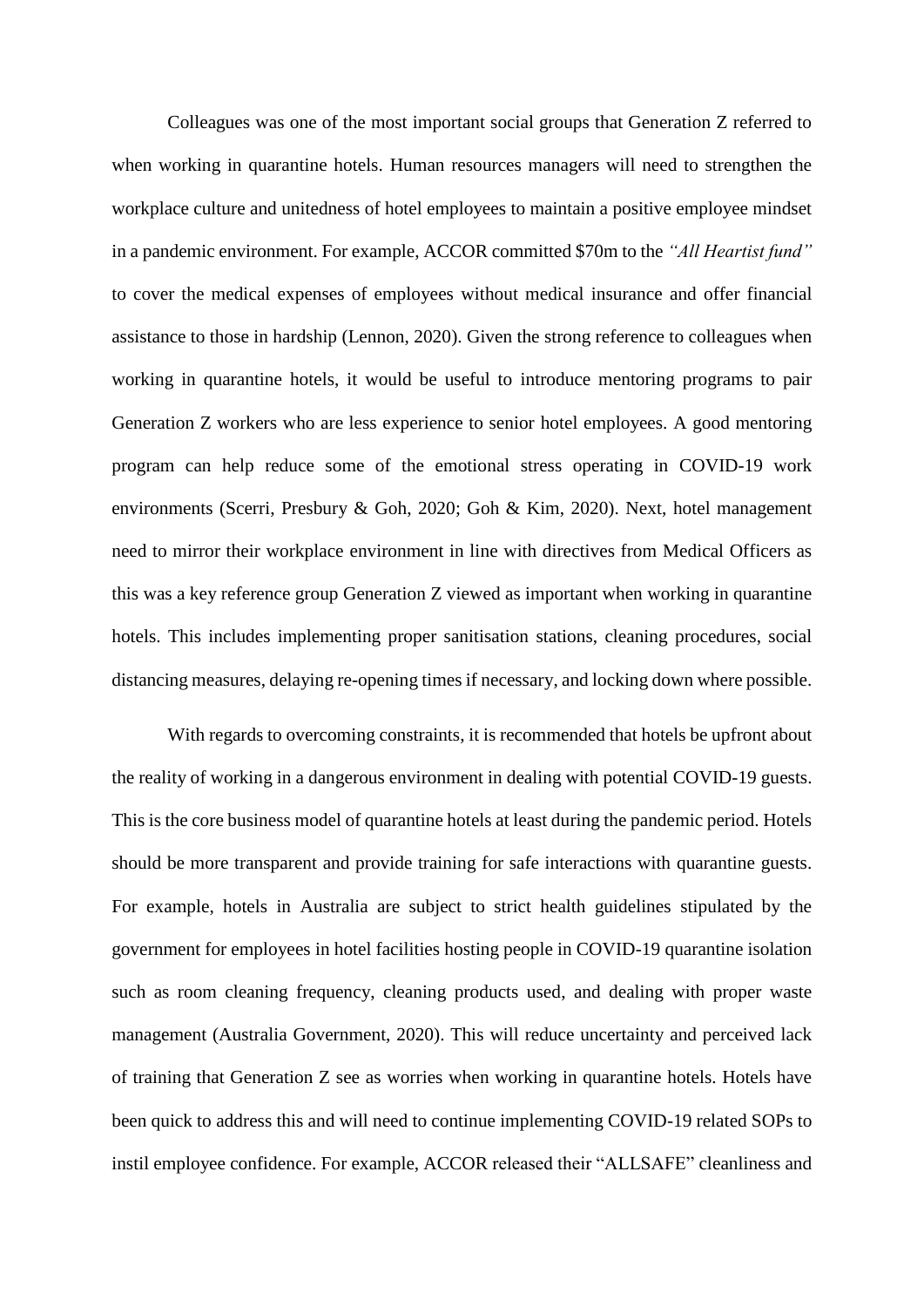Colleagues was one of the most important social groups that Generation Z referred to when working in quarantine hotels. Human resources managers will need to strengthen the workplace culture and unitedness of hotel employees to maintain a positive employee mindset in a pandemic environment. For example, ACCOR committed $70m to the *"All Heartist fund"* to cover the medical expenses of employees without medical insurance and offer financial assistance to those in hardship (Lennon, 2020). Given the strong reference to colleagues when working in quarantine hotels, it would be useful to introduce mentoring programs to pair Generation Z workers who are less experience to senior hotel employees. A good mentoring program can help reduce some of the emotional stress operating in COVID-19 work environments (Scerri, Presbury & Goh, 2020; Goh & Kim, 2020). Next, hotel management need to mirror their workplace environment in line with directives from Medical Officers as this was a key reference group Generation Z viewed as important when working in quarantine hotels. This includes implementing proper sanitisation stations, cleaning procedures, social distancing measures, delaying re-opening times if necessary, and locking down where possible.

With regards to overcoming constraints, it is recommended that hotels be upfront about the reality of working in a dangerous environment in dealing with potential COVID-19 guests. This is the core business model of quarantine hotels at least during the pandemic period. Hotels should be more transparent and provide training for safe interactions with quarantine guests. For example, hotels in Australia are subject to strict health guidelines stipulated by the government for employees in hotel facilities hosting people in COVID-19 quarantine isolation such as room cleaning frequency, cleaning products used, and dealing with proper waste management (Australia Government, 2020). This will reduce uncertainty and perceived lack of training that Generation Z see as worries when working in quarantine hotels. Hotels have been quick to address this and will need to continue implementing COVID-19 related SOPs to instil employee confidence. For example, ACCOR released their "ALLSAFE" cleanliness and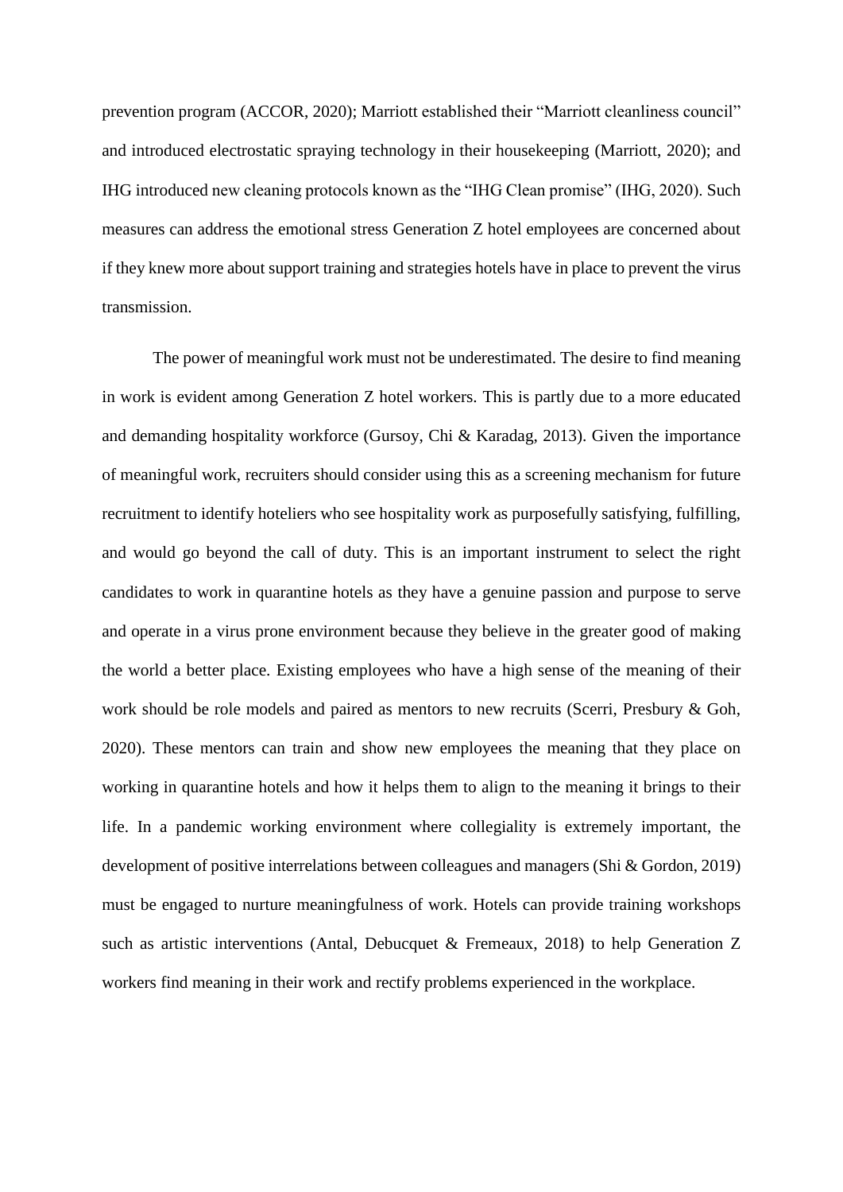prevention program (ACCOR, 2020); Marriott established their "Marriott cleanliness council" and introduced electrostatic spraying technology in their housekeeping (Marriott, 2020); and IHG introduced new cleaning protocols known as the "IHG Clean promise" (IHG, 2020). Such measures can address the emotional stress Generation Z hotel employees are concerned about if they knew more about support training and strategies hotels have in place to prevent the virus transmission.

The power of meaningful work must not be underestimated. The desire to find meaning in work is evident among Generation Z hotel workers. This is partly due to a more educated and demanding hospitality workforce (Gursoy, Chi & Karadag, 2013). Given the importance of meaningful work, recruiters should consider using this as a screening mechanism for future recruitment to identify hoteliers who see hospitality work as purposefully satisfying, fulfilling, and would go beyond the call of duty. This is an important instrument to select the right candidates to work in quarantine hotels as they have a genuine passion and purpose to serve and operate in a virus prone environment because they believe in the greater good of making the world a better place. Existing employees who have a high sense of the meaning of their work should be role models and paired as mentors to new recruits (Scerri, Presbury & Goh, 2020). These mentors can train and show new employees the meaning that they place on working in quarantine hotels and how it helps them to align to the meaning it brings to their life. In a pandemic working environment where collegiality is extremely important, the development of positive interrelations between colleagues and managers (Shi & Gordon, 2019) must be engaged to nurture meaningfulness of work. Hotels can provide training workshops such as artistic interventions (Antal, Debucquet & Fremeaux, 2018) to help Generation Z workers find meaning in their work and rectify problems experienced in the workplace.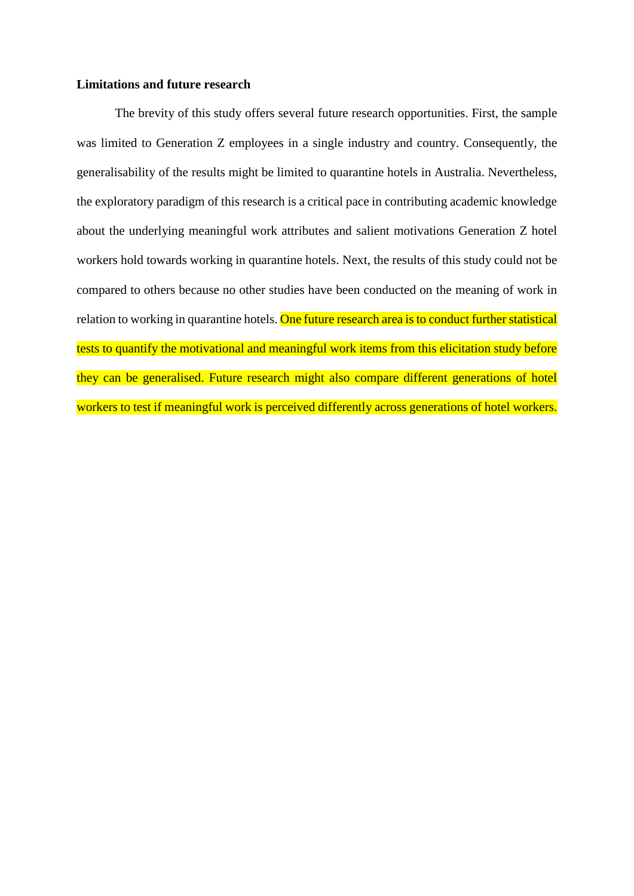**Limitations and future research**

The brevity of this study offers several future research opportunities. First, the sample was limited to Generation Z employees in a single industry and country. Consequently, the generalisability of the results might be limited to quarantine hotels in Australia. Nevertheless, the exploratory paradigm of this research is a critical pace in contributing academic knowledge about the underlying meaningful work attributes and salient motivations Generation Z hotel workers hold towards working in quarantine hotels. Next, the results of this study could not be compared to others because no other studies have been conducted on the meaning of work in relation to working in quarantine hotels. One future research area is to conduct further statistical tests to quantify the motivational and meaningful work items from this elicitation study before they can be generalised. Future research might also compare different generations of hotel workers to test if meaningful work is perceived differently across generations of hotel workers.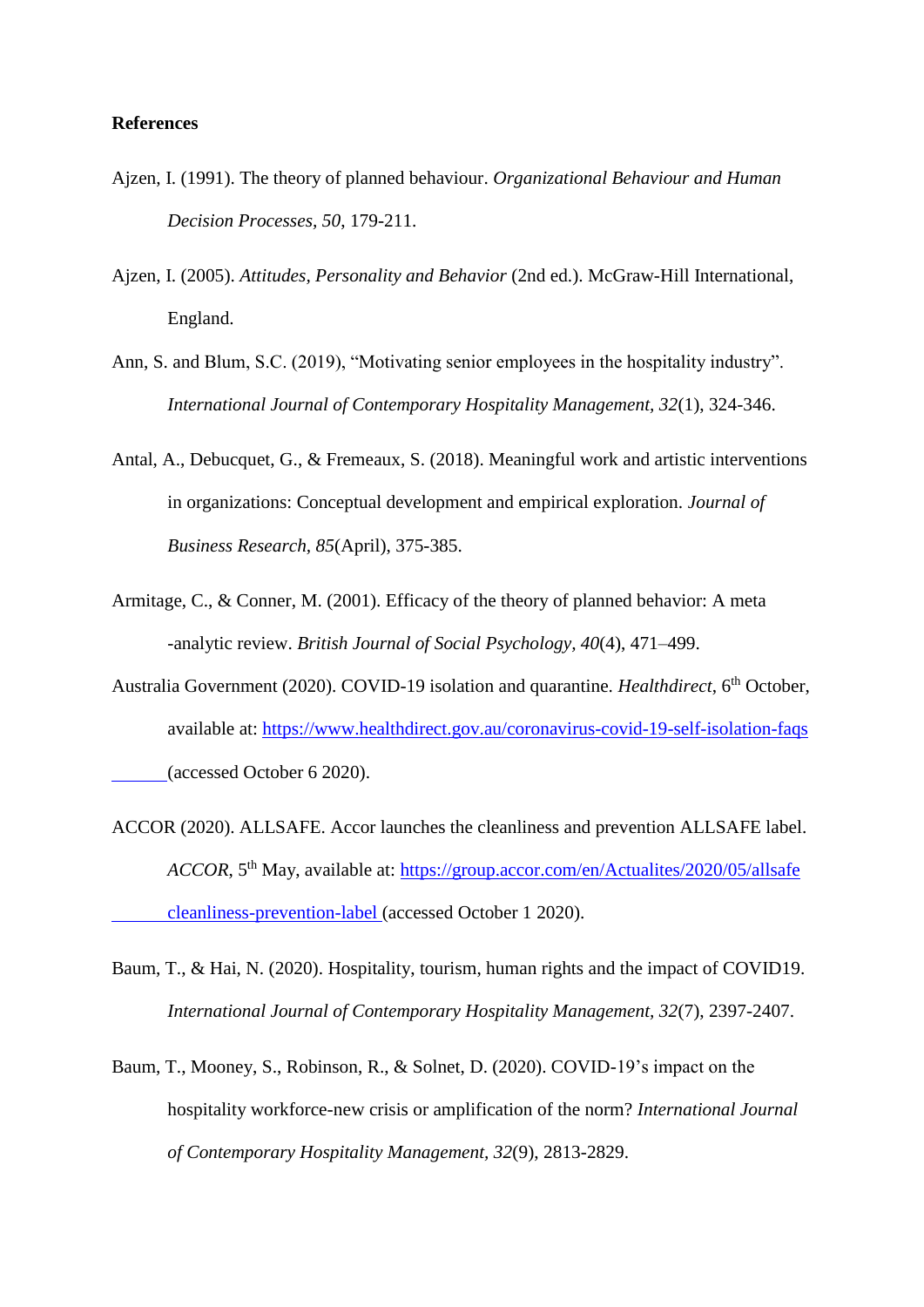**References**

Ajzen, I. (1991). The theory of planned behaviour. *Organizational Behaviour and Human Decision Processes*, *50*, 179-211.

Ajzen, I. (2005). *Attitudes, Personality and Behavior* (2nd ed.). McGraw-Hill International, England.

Ann, S. and Blum, S.C. (2019), “Motivating senior employees in the hospitality industry”. *International Journal of Contemporary Hospitality Management*, *32*(1), 324-346.

Antal, A., Debucquet, G., & Fremeaux, S. (2018). Meaningful work and artistic interventions in organizations: Conceptual development and empirical exploration. *Journal of Business Research, 85*(April), 375-385.

Armitage, C., & Conner, M. (2001). Efficacy of the theory of planned behavior: A meta -analytic review. *British Journal of Social Psychology, 40*(4), 471–499.

Australia Government (2020). COVID-19 isolation and quarantine. *Healthdirect*, 6th October, available at: https://www.healthdirect.gov.au/coronavirus-covid-19-self-isolation-faqs (accessed October 6 2020).

ACCOR (2020). ALLSAFE. Accor launches the cleanliness and prevention ALLSAFE label. *ACCOR*, 5th May, available at: https://group.accor.com/en/Actualites/2020/05/allsafe cleanliness-prevention-label (accessed October 1 2020).

Baum, T., & Hai, N. (2020). Hospitality, tourism, human rights and the impact of COVID19. *International Journal of Contemporary Hospitality Management*, *32*(7), 2397-2407.

Baum, T., Mooney, S., Robinson, R., & Solnet, D. (2020). COVID-19’s impact on the hospitality workforce-new crisis or amplification of the norm? *International Journal of Contemporary Hospitality Management*, *32*(9), 2813-2829.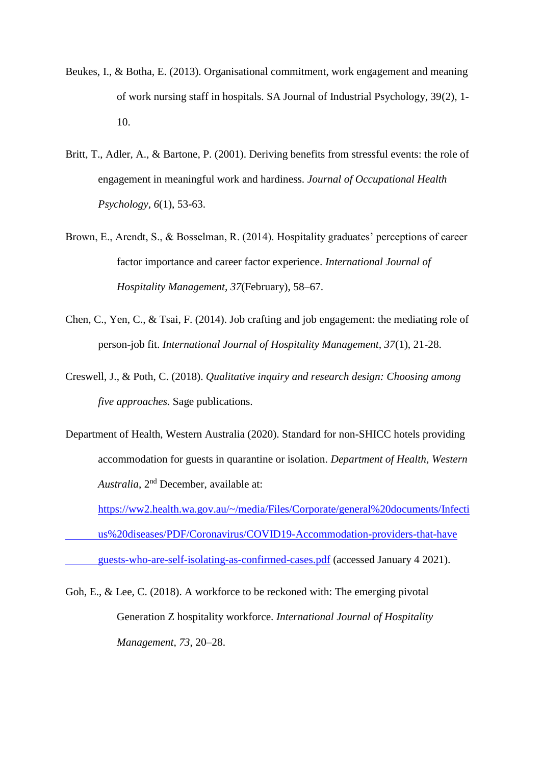Beukes, I., & Botha, E. (2013). Organisational commitment, work engagement and meaning of work nursing staff in hospitals. SA Journal of Industrial Psychology, 39(2), 1-10.

Britt, T., Adler, A., & Bartone, P. (2001). Deriving benefits from stressful events: the role of engagement in meaningful work and hardiness. *Journal of Occupational Health Psychology, 6*(1), 53-63.

Brown, E., Arendt, S., & Bosselman, R. (2014). Hospitality graduates' perceptions of career factor importance and career factor experience. *International Journal of Hospitality Management, 37*(February), 58–67.

Chen, C., Yen, C., & Tsai, F. (2014). Job crafting and job engagement: the mediating role of person-job fit. *International Journal of Hospitality Management, 37*(1), 21-28.

Creswell, J., & Poth, C. (2018). *Qualitative inquiry and research design: Choosing among five approaches.* Sage publications.

Department of Health, Western Australia (2020). Standard for non-SHICC hotels providing accommodation for guests in quarantine or isolation. *Department of Health, Western Australia*, 2nd December, available at: https://ww2.health.wa.gov.au/~/media/Files/Corporate/general%20documents/Infectius%20diseases/PDF/Coronavirus/COVID19-Accommodation-providers-that-have guests-who-are-self-isolating-as-confirmed-cases.pdf (accessed January 4 2021).

Goh, E., & Lee, C. (2018). A workforce to be reckoned with: The emerging pivotal Generation Z hospitality workforce. *International Journal of Hospitality Management, 73*, 20–28.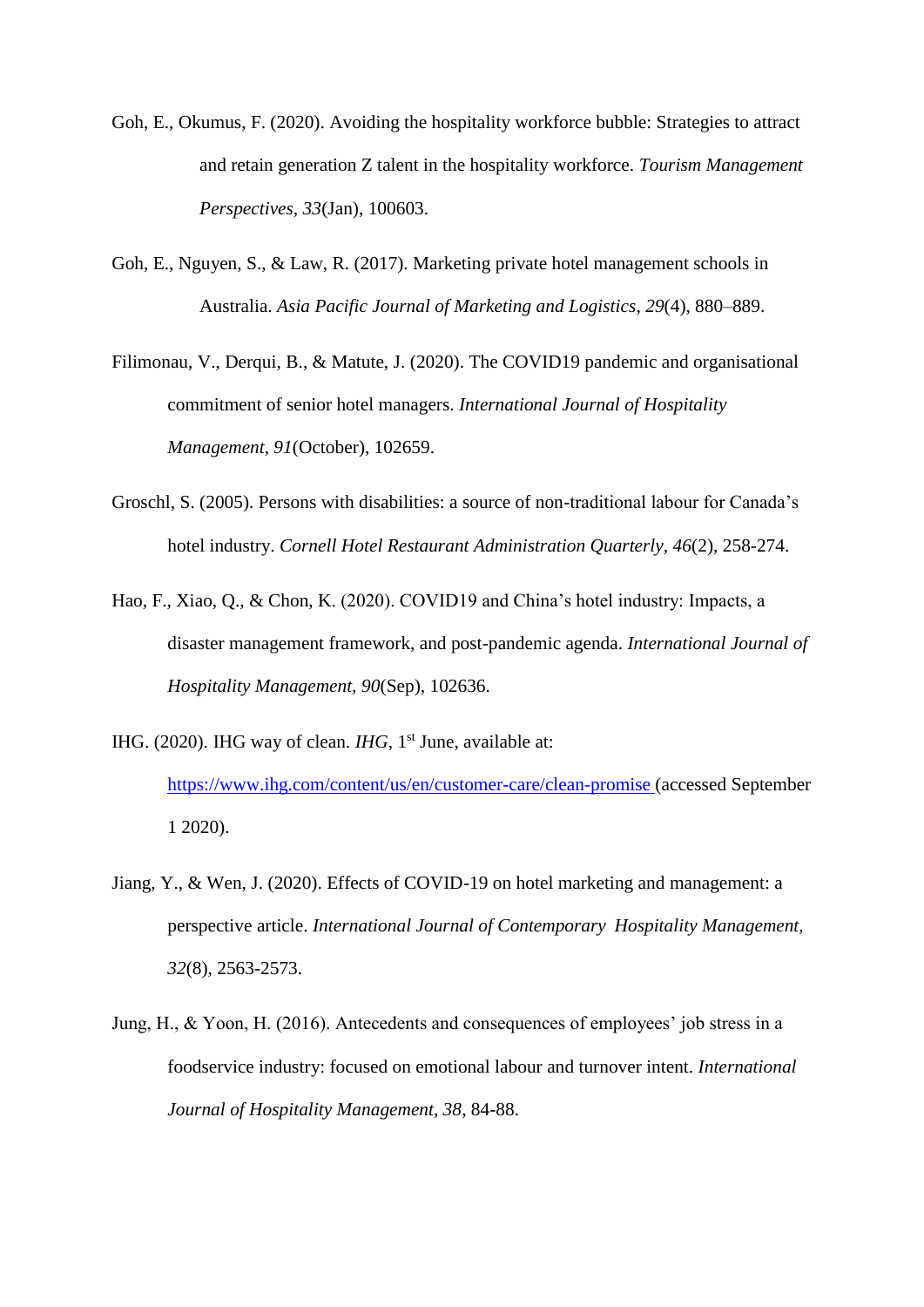Goh, E., Okumus, F. (2020). Avoiding the hospitality workforce bubble: Strategies to attract and retain generation Z talent in the hospitality workforce. *Tourism Management Perspectives*, *33*(Jan), 100603.

Goh, E., Nguyen, S., & Law, R. (2017). Marketing private hotel management schools in Australia. *Asia Pacific Journal of Marketing and Logistics*, *29*(4), 880–889.

Filimonau, V., Derqui, B., & Matute, J. (2020). The COVID19 pandemic and organisational commitment of senior hotel managers. *International Journal of Hospitality Management*, *91*(October), 102659.

Groschl, S. (2005). Persons with disabilities: a source of non-traditional labour for Canada's hotel industry. *Cornell Hotel Restaurant Administration Quarterly*, *46*(2), 258-274.

Hao, F., Xiao, Q., & Chon, K. (2020). COVID19 and China's hotel industry: Impacts, a disaster management framework, and post-pandemic agenda. *International Journal of Hospitality Management, 90*(Sep), 102636.

IHG. (2020). IHG way of clean. *IHG*, 1st June, available at: https://www.ihg.com/content/us/en/customer-care/clean-promise (accessed September 1 2020).

Jiang, Y., & Wen, J. (2020). Effects of COVID-19 on hotel marketing and management: a perspective article. *International Journal of Contemporary Hospitality Management, 32*(8), 2563-2573.

Jung, H., & Yoon, H. (2016). Antecedents and consequences of employees' job stress in a foodservice industry: focused on emotional labour and turnover intent. *International Journal of Hospitality Management*, *38*, 84-88.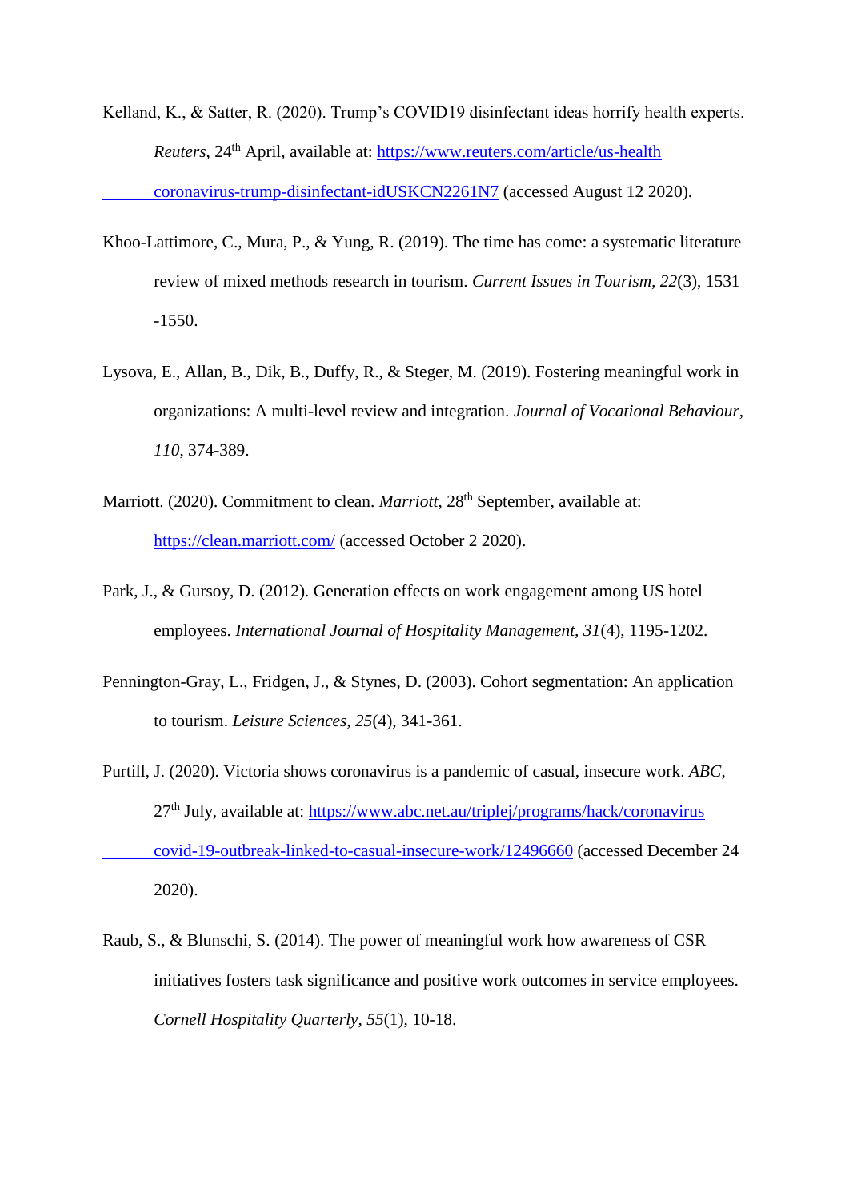Kelland, K., & Satter, R. (2020). Trump's COVID19 disinfectant ideas horrify health experts. *Reuters*, 24th April, available at: https://www.reuters.com/article/us-health coronavirus-trump-disinfectant-idUSKCN2261N7 (accessed August 12 2020).

Khoo-Lattimore, C., Mura, P., & Yung, R. (2019). The time has come: a systematic literature review of mixed methods research in tourism. *Current Issues in Tourism, 22*(3), 1531 -1550.

Lysova, E., Allan, B., Dik, B., Duffy, R., & Steger, M. (2019). Fostering meaningful work in organizations: A multi-level review and integration. *Journal of Vocational Behaviour, 110*, 374-389.

Marriott. (2020). Commitment to clean. *Marriott*, 28th September, available at: https://clean.marriott.com/ (accessed October 2 2020).

Park, J., & Gursoy, D. (2012). Generation effects on work engagement among US hotel employees. *International Journal of Hospitality Management, 31*(4), 1195-1202.

Pennington-Gray, L., Fridgen, J., & Stynes, D. (2003). Cohort segmentation: An application to tourism. *Leisure Sciences, 25*(4), 341-361.

Purtill, J. (2020). Victoria shows coronavirus is a pandemic of casual, insecure work. *ABC*, 27th July, available at: https://www.abc.net.au/triplej/programs/hack/coronavirus covid-19-outbreak-linked-to-casual-insecure-work/12496660 (accessed December 24 2020).

Raub, S., & Blunschi, S. (2014). The power of meaningful work how awareness of CSR initiatives fosters task significance and positive work outcomes in service employees. *Cornell Hospitality Quarterly, 55*(1), 10-18.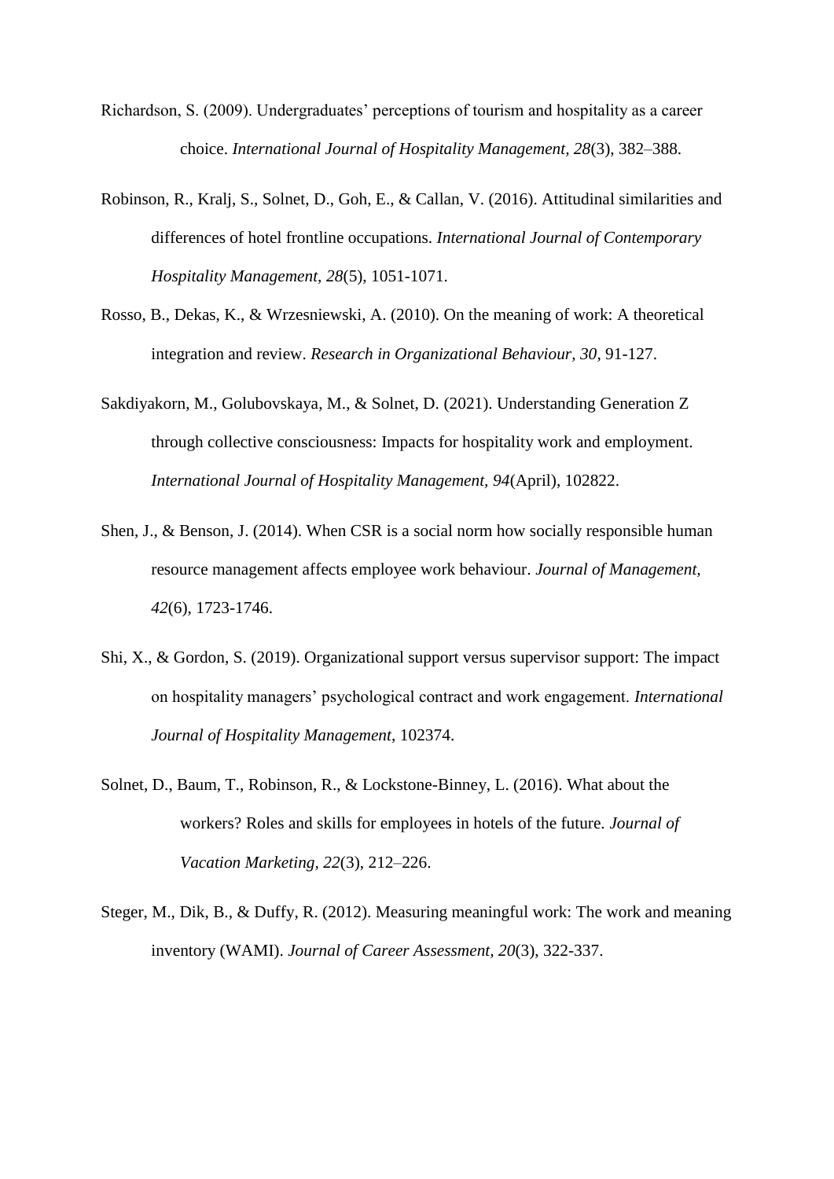Richardson, S. (2009). Undergraduates' perceptions of tourism and hospitality as a career choice. *International Journal of Hospitality Management, 28*(3), 382–388.

Robinson, R., Kralj, S., Solnet, D., Goh, E., & Callan, V. (2016). Attitudinal similarities and differences of hotel frontline occupations. *International Journal of Contemporary Hospitality Management, 28*(5), 1051-1071.

Rosso, B., Dekas, K., & Wrzesniewski, A. (2010). On the meaning of work: A theoretical integration and review. *Research in Organizational Behaviour, 30*, 91-127.

Sakdiyakorn, M., Golubovskaya, M., & Solnet, D. (2021). Understanding Generation Z through collective consciousness: Impacts for hospitality work and employment. *International Journal of Hospitality Management, 94*(April), 102822.

Shen, J., & Benson, J. (2014). When CSR is a social norm how socially responsible human resource management affects employee work behaviour. *Journal of Management, 42*(6), 1723-1746.

Shi, X., & Gordon, S. (2019). Organizational support versus supervisor support: The impact on hospitality managers' psychological contract and work engagement. *International Journal of Hospitality Management*, 102374.

Solnet, D., Baum, T., Robinson, R., & Lockstone-Binney, L. (2016). What about the workers? Roles and skills for employees in hotels of the future. *Journal of Vacation Marketing, 22*(3), 212–226.

Steger, M., Dik, B., & Duffy, R. (2012). Measuring meaningful work: The work and meaning inventory (WAMI). *Journal of Career Assessment, 20*(3), 322-337.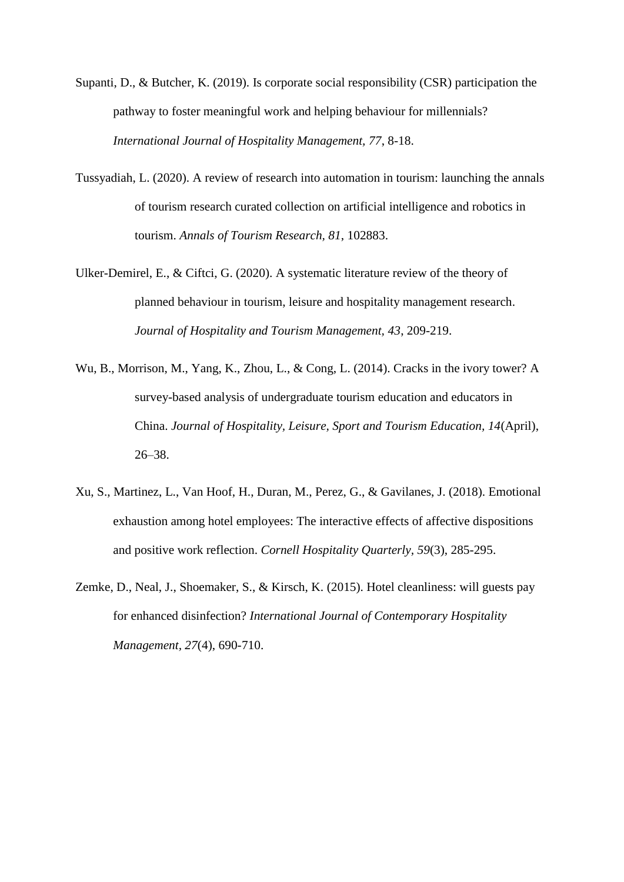Supanti, D., & Butcher, K. (2019). Is corporate social responsibility (CSR) participation the pathway to foster meaningful work and helping behaviour for millennials? *International Journal of Hospitality Management, 77*, 8-18.

Tussyadiah, L. (2020). A review of research into automation in tourism: launching the annals of tourism research curated collection on artificial intelligence and robotics in tourism. *Annals of Tourism Research, 81*, 102883.

Ulker-Demirel, E., & Ciftci, G. (2020). A systematic literature review of the theory of planned behaviour in tourism, leisure and hospitality management research. *Journal of Hospitality and Tourism Management, 43*, 209-219.

Wu, B., Morrison, M., Yang, K., Zhou, L., & Cong, L. (2014). Cracks in the ivory tower? A survey-based analysis of undergraduate tourism education and educators in China. *Journal of Hospitality, Leisure, Sport and Tourism Education, 14*(April), 26–38.

Xu, S., Martinez, L., Van Hoof, H., Duran, M., Perez, G., & Gavilanes, J. (2018). Emotional exhaustion among hotel employees: The interactive effects of affective dispositions and positive work reflection. *Cornell Hospitality Quarterly, 59*(3), 285-295.

Zemke, D., Neal, J., Shoemaker, S., & Kirsch, K. (2015). Hotel cleanliness: will guests pay for enhanced disinfection? *International Journal of Contemporary Hospitality Management, 27*(4), 690-710.